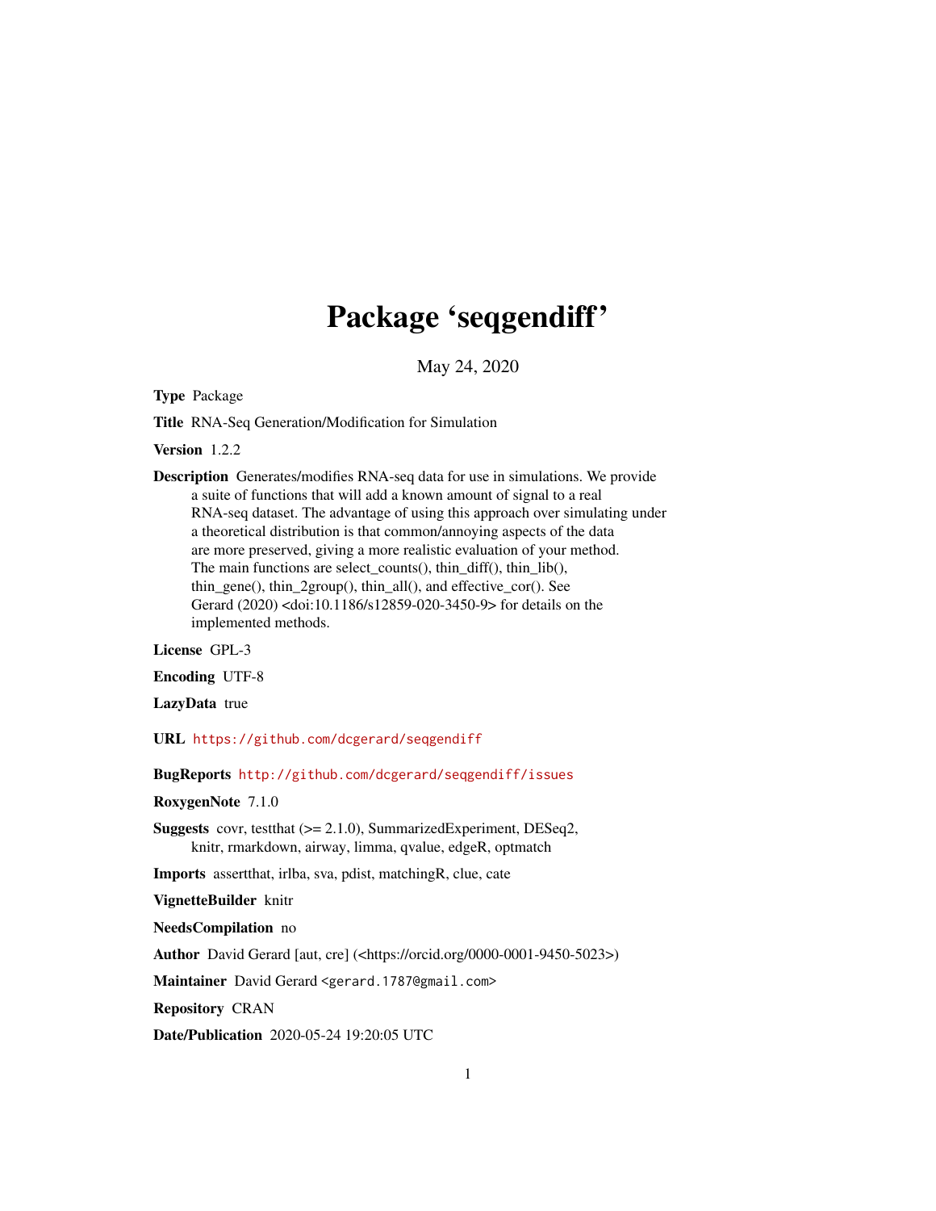# Package 'seqgendiff'

May 24, 2020

**Type** Package

**Title** RNA-Seq Generation/Modification for Simulation

**Version** 1.2.2

**Description** Generates/modifies RNA-seq data for use in simulations. We provide a suite of functions that will add a known amount of signal to a real RNA-seq dataset. The advantage of using this approach over simulating under a theoretical distribution is that common/annoying aspects of the data are more preserved, giving a more realistic evaluation of your method. The main functions are select_counts(), thin_diff(), thin_lib(), thin_gene(), thin_2group(), thin_all(), and effective_cor(). See Gerard (2020) <doi:10.1186/s12859-020-3450-9> for details on the implemented methods.

**License** GPL-3

**Encoding** UTF-8

**LazyData** true

**URL** https://github.com/dcgerard/seqgendiff

**BugReports** http://github.com/dcgerard/seqgendiff/issues

**RoxygenNote** 7.1.0

**Suggests** covr, testthat (>= 2.1.0), SummarizedExperiment, DESeq2, knitr, rmarkdown, airway, limma, qvalue, edgeR, optmatch

**Imports** assertthat, irlba, sva, pdist, matchingR, clue, cate

**VignetteBuilder** knitr

**NeedsCompilation** no

**Author** David Gerard [aut, cre] (<https://orcid.org/0000-0001-9450-5023>)

**Maintainer** David Gerard <gerard.1787@gmail.com>

**Repository** CRAN

**Date/Publication** 2020-05-24 19:20:05 UTC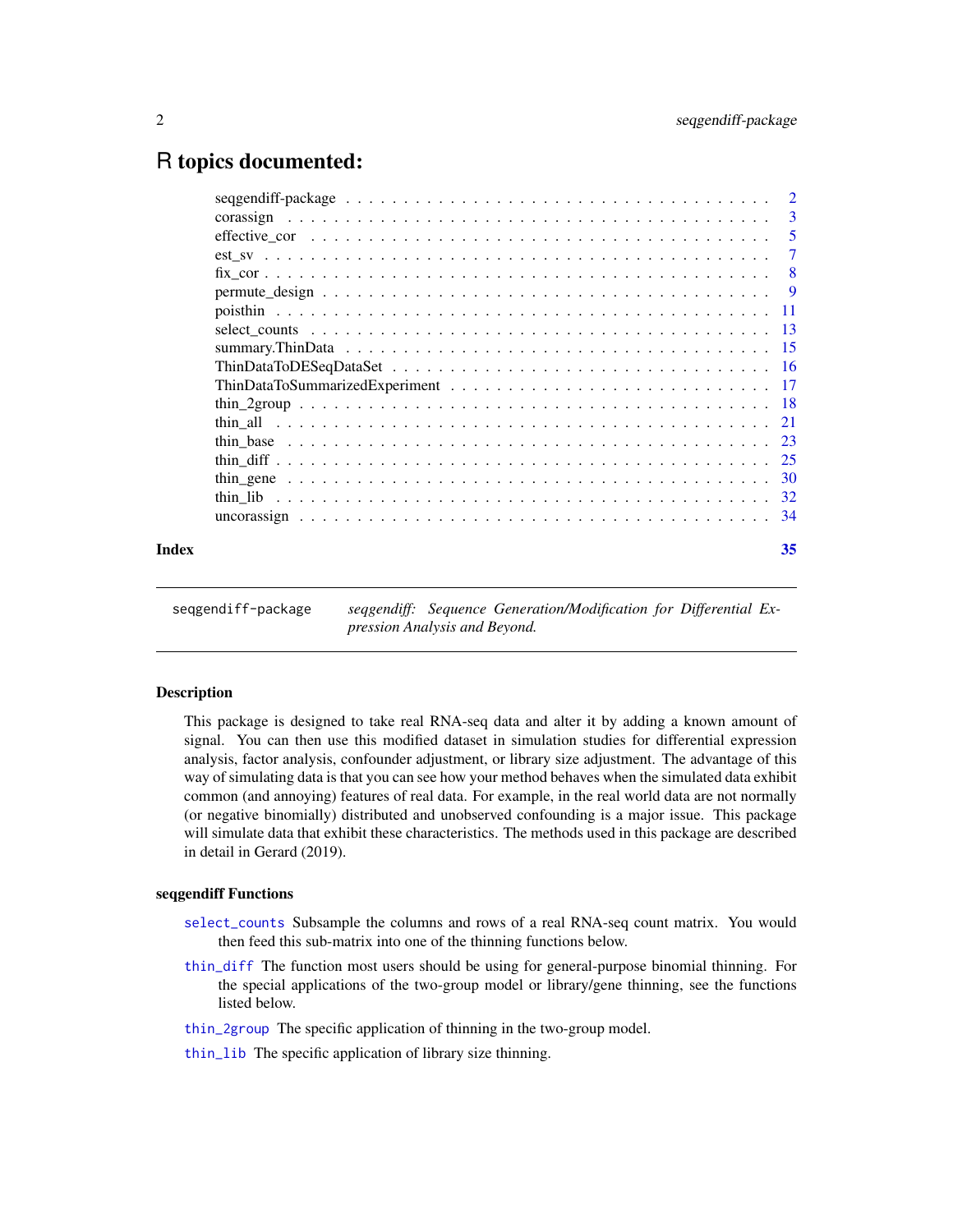# R topics documented:

| | |
|---|---|
| seqgendiff-package | 2 |
| corassign | 3 |
| effective_cor | 5 |
| est_sv | 7 |
| fix_cor | 8 |
| permute_design | 9 |
| poisthin | 11 |
| select_counts | 13 |
| summary.ThinData | 15 |
| ThinDataToDESeqDataSet | 16 |
| ThinDataToSummarizedExperiment | 17 |
| thin_2group | 18 |
| thin_all | 21 |
| thin_base | 23 |
| thin_diff | 25 |
| thin_gene | 30 |
| thin_lib | 32 |
| uncorassign | 34 |
| **Index** | **35** |

---

`seqgendiff-package` *seqgendiff: Sequence Generation/Modification for Differential Expression Analysis and Beyond.*

---

## Description

This package is designed to take real RNA-seq data and alter it by adding a known amount of signal. You can then use this modified dataset in simulation studies for differential expression analysis, factor analysis, confounder adjustment, or library size adjustment. The advantage of this way of simulating data is that you can see how your method behaves when the simulated data exhibit common (and annoying) features of real data. For example, in the real world data are not normally (or negative binomially) distributed and unobserved confounding is a major issue. This package will simulate data that exhibit these characteristics. The methods used in this package are described in detail in Gerard (2019).

## seqgendiff Functions

- `select_counts` Subsample the columns and rows of a real RNA-seq count matrix. You would then feed this sub-matrix into one of the thinning functions below.
- `thin_diff` The function most users should be using for general-purpose binomial thinning. For the special applications of the two-group model or library/gene thinning, see the functions listed below.
- `thin_2group` The specific application of thinning in the two-group model.
- `thin_lib` The specific application of library size thinning.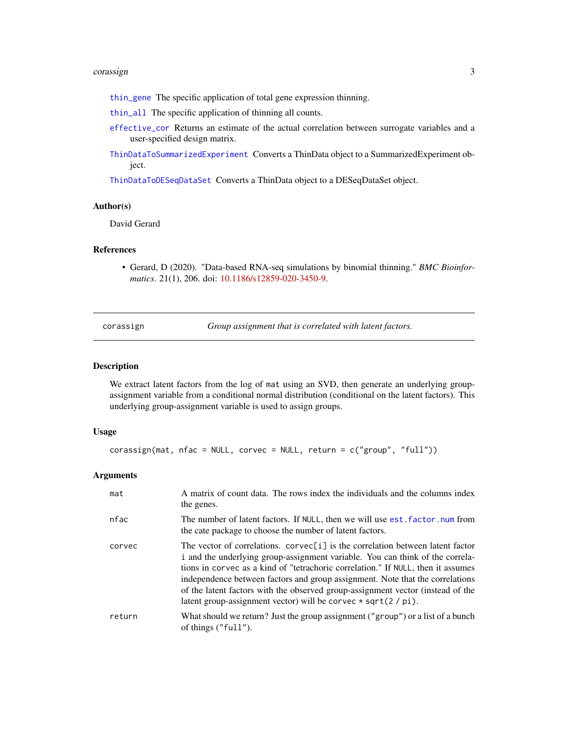thin_gene The specific application of total gene expression thinning.

thin_all The specific application of thinning all counts.

effective_cor Returns an estimate of the actual correlation between surrogate variables and a user-specified design matrix.

ThinDataToSummarizedExperiment Converts a ThinData object to a SummarizedExperiment object.

ThinDataToDESeqDataSet Converts a ThinData object to a DESeqDataSet object.

### Author(s)

David Gerard

### References

- Gerard, D (2020). "Data-based RNA-seq simulations by binomial thinning." *BMC Bioinformatics*. 21(1), 206. doi: 10.1186/s12859-020-3450-9.

---

## corassign — *Group assignment that is correlated with latent factors.*

### Description

We extract latent factors from the log of `mat` using an SVD, then generate an underlying group-assignment variable from a conditional normal distribution (conditional on the latent factors). This underlying group-assignment variable is used to assign groups.

### Usage

```
corassign(mat, nfac = NULL, corvec = NULL, return = c("group", "full"))
```

### Arguments

| | |
|---|---|
| `mat` | A matrix of count data. The rows index the individuals and the columns index the genes. |
| `nfac` | The number of latent factors. If `NULL`, then we will use `est.factor.num` from the cate package to choose the number of latent factors. |
| `corvec` | The vector of correlations. `corvec[i]` is the correlation between latent factor `i` and the underlying group-assignment variable. You can think of the correlations in `corvec` as a kind of "tetrachoric correlation." If `NULL`, then it assumes independence between factors and group assignment. Note that the correlations of the latent factors with the observed group-assignment vector (instead of the latent group-assignment vector) will be `corvec * sqrt(2 / pi)`. |
| `return` | What should we return? Just the group assignment (`"group"`) or a list of a bunch of things (`"full"`). |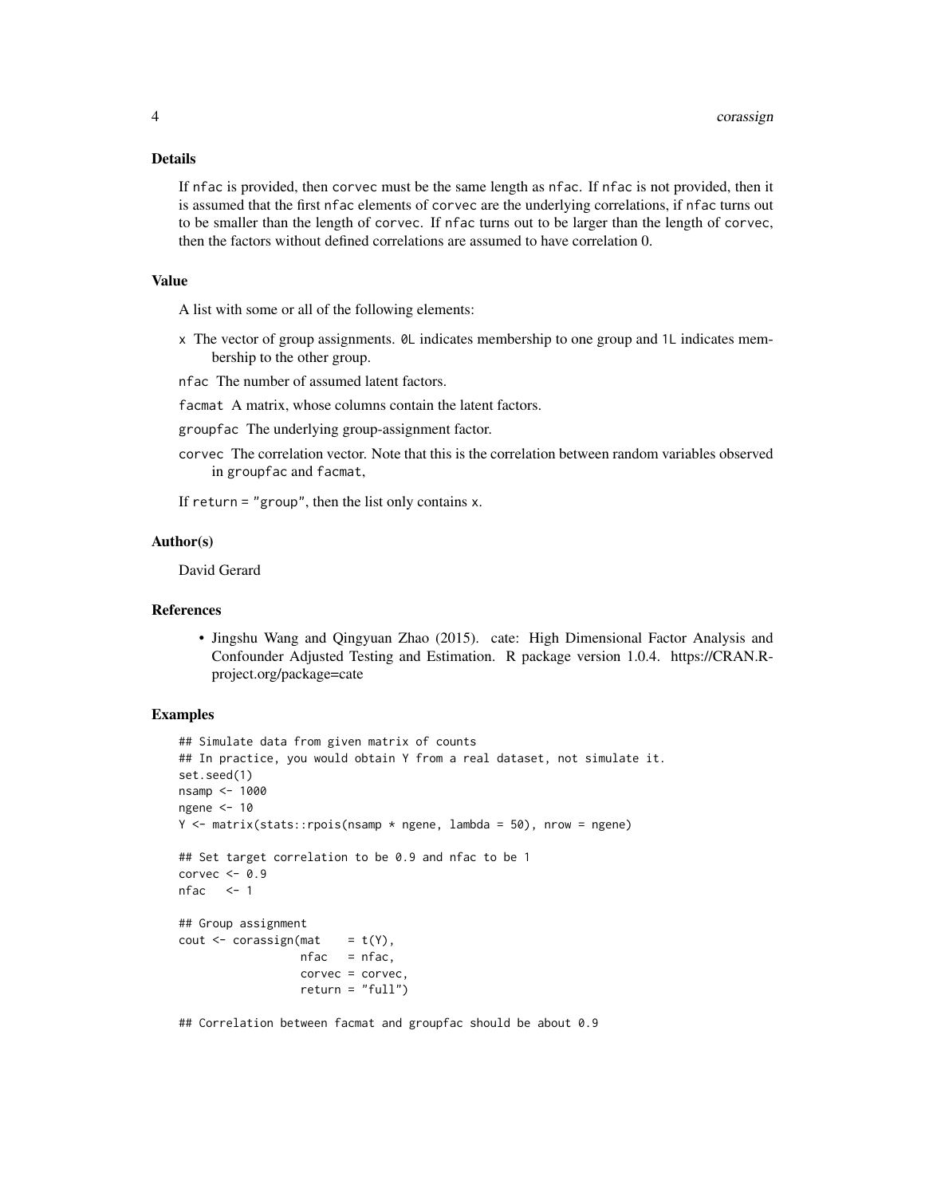### Details

If `nfac` is provided, then `corvec` must be the same length as `nfac`. If `nfac` is not provided, then it is assumed that the first `nfac` elements of `corvec` are the underlying correlations, if `nfac` turns out to be smaller than the length of `corvec`. If `nfac` turns out to be larger than the length of `corvec`, then the factors without defined correlations are assumed to have correlation 0.

### Value

A list with some or all of the following elements:

- `x` The vector of group assignments. `0L` indicates membership to one group and `1L` indicates membership to the other group.
- `nfac` The number of assumed latent factors.
- `facmat` A matrix, whose columns contain the latent factors.
- `groupfac` The underlying group-assignment factor.
- `corvec` The correlation vector. Note that this is the correlation between random variables observed in `groupfac` and `facmat`,

If `return = "group"`, then the list only contains `x`.

### Author(s)

David Gerard

### References

- Jingshu Wang and Qingyuan Zhao (2015). cate: High Dimensional Factor Analysis and Confounder Adjusted Testing and Estimation. R package version 1.0.4. https://CRAN.R-project.org/package=cate

### Examples

```
## Simulate data from given matrix of counts
## In practice, you would obtain Y from a real dataset, not simulate it.
set.seed(1)
nsamp <- 1000
ngene <- 10
Y <- matrix(stats::rpois(nsamp * ngene, lambda = 50), nrow = ngene)

## Set target correlation to be 0.9 and nfac to be 1
corvec <- 0.9
nfac   <- 1

## Group assignment
cout <- corassign(mat    = t(Y),
                  nfac   = nfac,
                  corvec = corvec,
                  return = "full")

## Correlation between facmat and groupfac should be about 0.9
```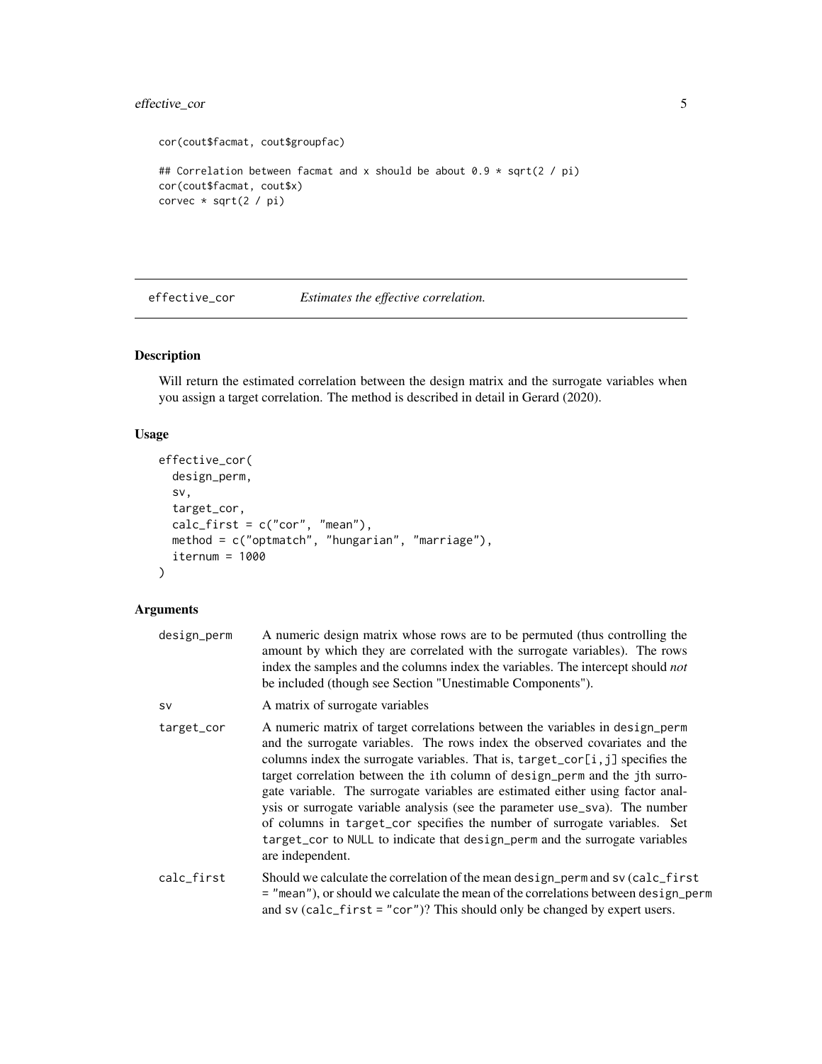```
cor(cout$facmat, cout$groupfac)

## Correlation between facmat and x should be about 0.9 * sqrt(2 / pi)
cor(cout$facmat, cout$x)
corvec * sqrt(2 / pi)
```

---

## effective_cor — *Estimates the effective correlation.*

### Description

Will return the estimated correlation between the design matrix and the surrogate variables when you assign a target correlation. The method is described in detail in Gerard (2020).

### Usage

```
effective_cor(
  design_perm,
  sv,
  target_cor,
  calc_first = c("cor", "mean"),
  method = c("optmatch", "hungarian", "marriage"),
  iternum = 1000
)
```

### Arguments

| Argument | Description |
| --- | --- |
| design_perm | A numeric design matrix whose rows are to be permuted (thus controlling the amount by which they are correlated with the surrogate variables). The rows index the samples and the columns index the variables. The intercept should *not* be included (though see Section "Unestimable Components"). |
| sv | A matrix of surrogate variables |
| target_cor | A numeric matrix of target correlations between the variables in design_perm and the surrogate variables. The rows index the observed covariates and the columns index the surrogate variables. That is, target_cor[i,j] specifies the target correlation between the ith column of design_perm and the jth surrogate variable. The surrogate variables are estimated either using factor analysis or surrogate variable analysis (see the parameter use_sva). The number of columns in target_cor specifies the number of surrogate variables. Set target_cor to NULL to indicate that design_perm and the surrogate variables are independent. |
| calc_first | Should we calculate the correlation of the mean design_perm and sv (calc_first = "mean"), or should we calculate the mean of the correlations between design_perm and sv (calc_first = "cor")? This should only be changed by expert users. |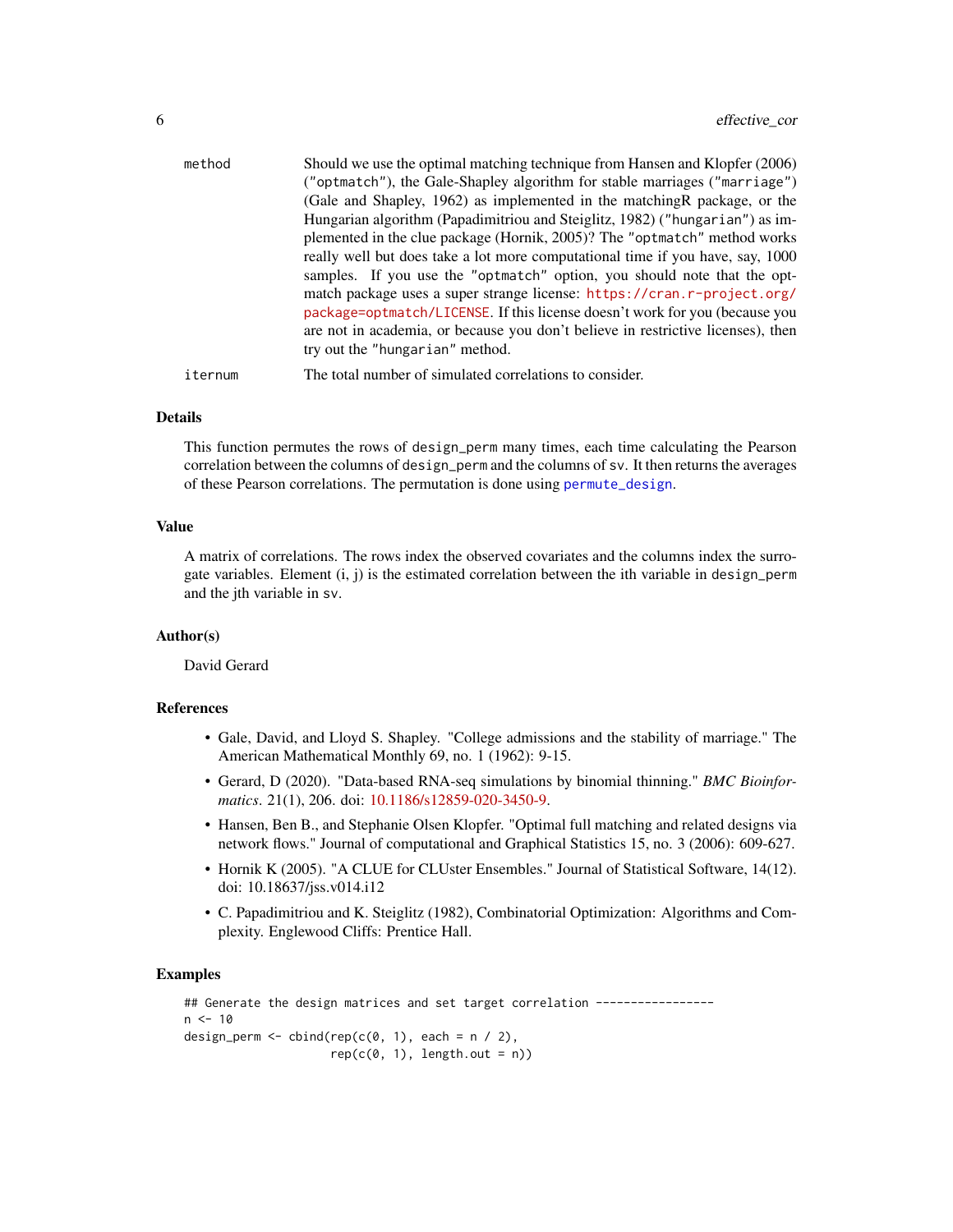| | |
|---|---|
| method | Should we use the optimal matching technique from Hansen and Klopfer (2006) ("optmatch"), the Gale-Shapley algorithm for stable marriages ("marriage") (Gale and Shapley, 1962) as implemented in the matchingR package, or the Hungarian algorithm (Papadimitriou and Steiglitz, 1982) ("hungarian") as implemented in the clue package (Hornik, 2005)? The "optmatch" method works really well but does take a lot more computational time if you have, say, 1000 samples. If you use the "optmatch" option, you should note that the optmatch package uses a super strange license: https://cran.r-project.org/package=optmatch/LICENSE. If this license doesn't work for you (because you are not in academia, or because you don't believe in restrictive licenses), then try out the "hungarian" method. |
| iternum | The total number of simulated correlations to consider. |

### Details

This function permutes the rows of design_perm many times, each time calculating the Pearson correlation between the columns of design_perm and the columns of sv. It then returns the averages of these Pearson correlations. The permutation is done using permute_design.

### Value

A matrix of correlations. The rows index the observed covariates and the columns index the surrogate variables. Element (i, j) is the estimated correlation between the ith variable in design_perm and the jth variable in sv.

### Author(s)

David Gerard

### References

- Gale, David, and Lloyd S. Shapley. "College admissions and the stability of marriage." The American Mathematical Monthly 69, no. 1 (1962): 9-15.
- Gerard, D (2020). "Data-based RNA-seq simulations by binomial thinning." *BMC Bioinformatics*. 21(1), 206. doi: 10.1186/s12859-020-3450-9.
- Hansen, Ben B., and Stephanie Olsen Klopfer. "Optimal full matching and related designs via network flows." Journal of computational and Graphical Statistics 15, no. 3 (2006): 609-627.
- Hornik K (2005). "A CLUE for CLUster Ensembles." Journal of Statistical Software, 14(12). doi: 10.18637/jss.v014.i12
- C. Papadimitriou and K. Steiglitz (1982), Combinatorial Optimization: Algorithms and Complexity. Englewood Cliffs: Prentice Hall.

### Examples

```
## Generate the design matrices and set target correlation -----------------
n <- 10
design_perm <- cbind(rep(c(0, 1), each = n / 2),
                     rep(c(0, 1), length.out = n))
```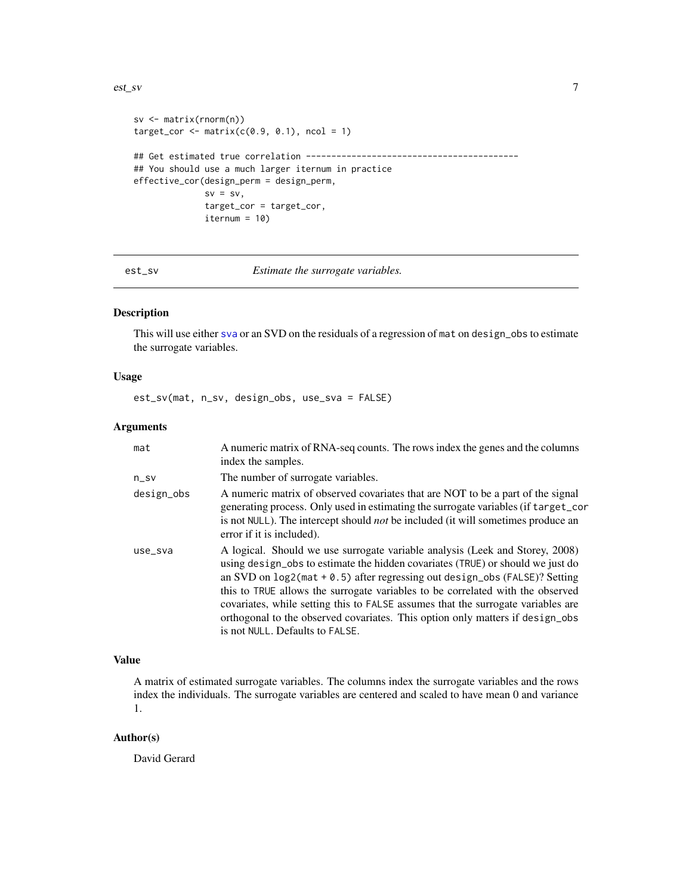```
sv <- matrix(rnorm(n))
target_cor <- matrix(c(0.9, 0.1), ncol = 1)

## Get estimated true correlation -----------------------------------------
## You should use a much larger iternum in practice
effective_cor(design_perm = design_perm,
              sv = sv,
              target_cor = target_cor,
              iternum = 10)
```

---

## est_sv — *Estimate the surrogate variables.*

---

### Description

This will use either sva or an SVD on the residuals of a regression of mat on design_obs to estimate the surrogate variables.

### Usage

```
est_sv(mat, n_sv, design_obs, use_sva = FALSE)
```

### Arguments

| | |
|---|---|
| mat | A numeric matrix of RNA-seq counts. The rows index the genes and the columns index the samples. |
| n_sv | The number of surrogate variables. |
| design_obs | A numeric matrix of observed covariates that are NOT to be a part of the signal generating process. Only used in estimating the surrogate variables (if target_cor is not NULL). The intercept should *not* be included (it will sometimes produce an error if it is included). |
| use_sva | A logical. Should we use surrogate variable analysis (Leek and Storey, 2008) using design_obs to estimate the hidden covariates (TRUE) or should we just do an SVD on log2(mat + 0.5) after regressing out design_obs (FALSE)? Setting this to TRUE allows the surrogate variables to be correlated with the observed covariates, while setting this to FALSE assumes that the surrogate variables are orthogonal to the observed covariates. This option only matters if design_obs is not NULL. Defaults to FALSE. |

### Value

A matrix of estimated surrogate variables. The columns index the surrogate variables and the rows index the individuals. The surrogate variables are centered and scaled to have mean 0 and variance 1.

### Author(s)

David Gerard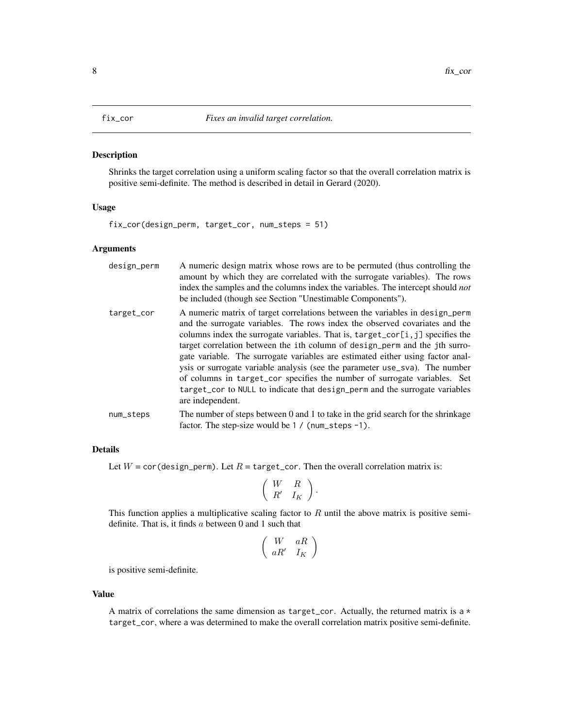## fix_cor — *Fixes an invalid target correlation.*

### Description

Shrinks the target correlation using a uniform scaling factor so that the overall correlation matrix is positive semi-definite. The method is described in detail in Gerard (2020).

### Usage

```
fix_cor(design_perm, target_cor, num_steps = 51)
```

### Arguments

| | |
|---|---|
| `design_perm` | A numeric design matrix whose rows are to be permuted (thus controlling the amount by which they are correlated with the surrogate variables). The rows index the samples and the columns index the variables. The intercept should *not* be included (though see Section "Unestimable Components"). |
| `target_cor` | A numeric matrix of target correlations between the variables in `design_perm` and the surrogate variables. The rows index the observed covariates and the columns index the surrogate variables. That is, `target_cor[i,j]` specifies the target correlation between the `i`th column of `design_perm` and the `j`th surrogate variable. The surrogate variables are estimated either using factor analysis or surrogate variable analysis (see the parameter `use_sva`). The number of columns in `target_cor` specifies the number of surrogate variables. Set `target_cor` to `NULL` to indicate that `design_perm` and the surrogate variables are independent. |
| `num_steps` | The number of steps between 0 and 1 to take in the grid search for the shrinkage factor. The step-size would be `1 / (num_steps -1)`. |

### Details

Let $W$ = `cor(design_perm)`. Let $R$ = `target_cor`. Then the overall correlation matrix is:

$$\begin{pmatrix} W & R \\ R' & I_K \end{pmatrix}.$$

This function applies a multiplicative scaling factor to $R$ until the above matrix is positive semi-definite. That is, it finds $a$ between 0 and 1 such that

$$\begin{pmatrix} W & aR \\ aR' & I_K \end{pmatrix}$$

is positive semi-definite.

### Value

A matrix of correlations the same dimension as `target_cor`. Actually, the returned matrix is `a * target_cor`, where `a` was determined to make the overall correlation matrix positive semi-definite.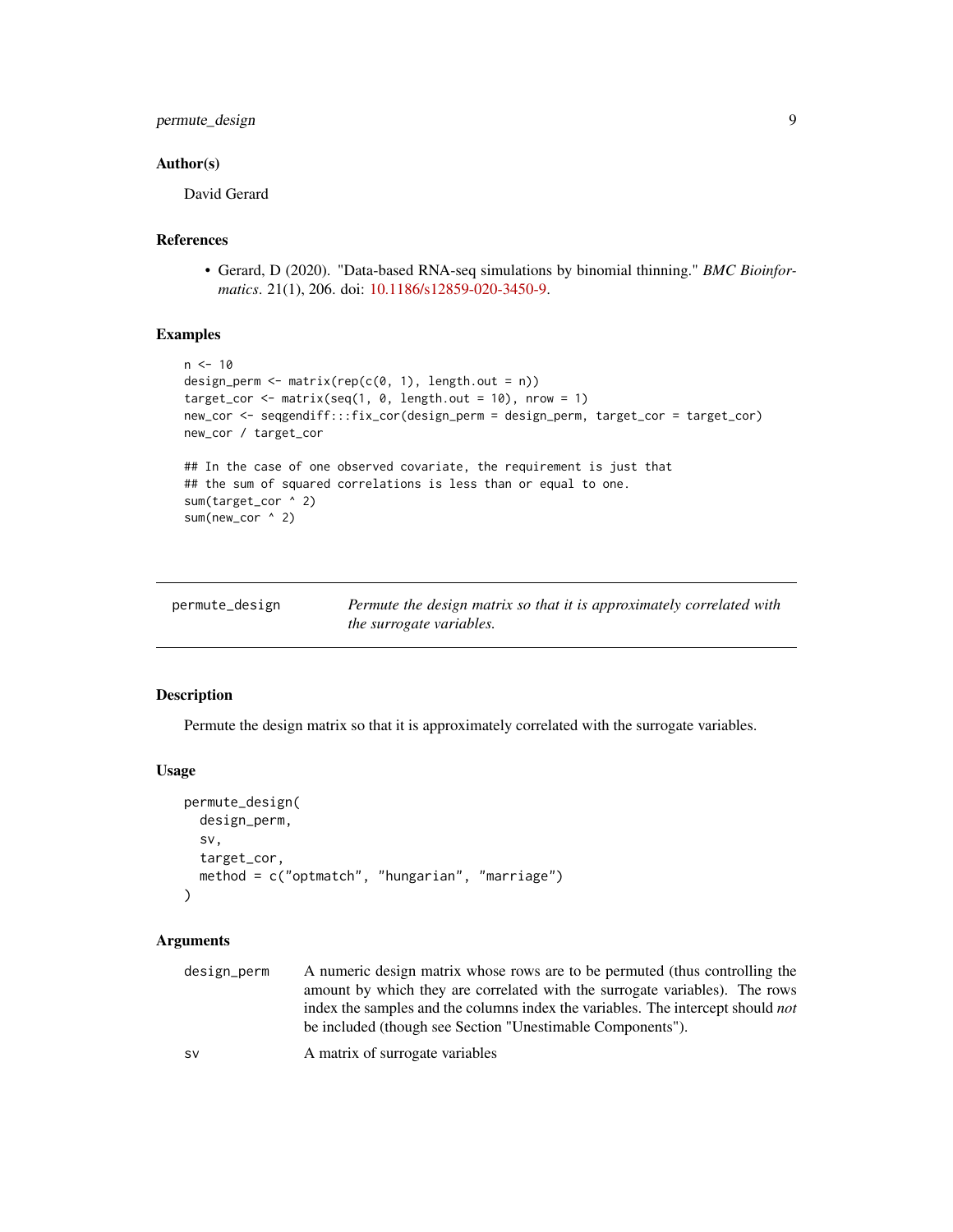### Author(s)

David Gerard

### References

- Gerard, D (2020). "Data-based RNA-seq simulations by binomial thinning." *BMC Bioinformatics*. 21(1), 206. doi: 10.1186/s12859-020-3450-9.

### Examples

```
n <- 10
design_perm <- matrix(rep(c(0, 1), length.out = n))
target_cor <- matrix(seq(1, 0, length.out = 10), nrow = 1)
new_cor <- seqgendiff:::fix_cor(design_perm = design_perm, target_cor = target_cor)
new_cor / target_cor

## In the case of one observed covariate, the requirement is just that
## the sum of squared correlations is less than or equal to one.
sum(target_cor ^ 2)
sum(new_cor ^ 2)
```

---

## permute_design — *Permute the design matrix so that it is approximately correlated with the surrogate variables.*

---

### Description

Permute the design matrix so that it is approximately correlated with the surrogate variables.

### Usage

```
permute_design(
  design_perm,
  sv,
  target_cor,
  method = c("optmatch", "hungarian", "marriage")
)
```

### Arguments

| | |
|---|---|
| design_perm | A numeric design matrix whose rows are to be permuted (thus controlling the amount by which they are correlated with the surrogate variables). The rows index the samples and the columns index the variables. The intercept should *not* be included (though see Section "Unestimable Components"). |
| sv | A matrix of surrogate variables |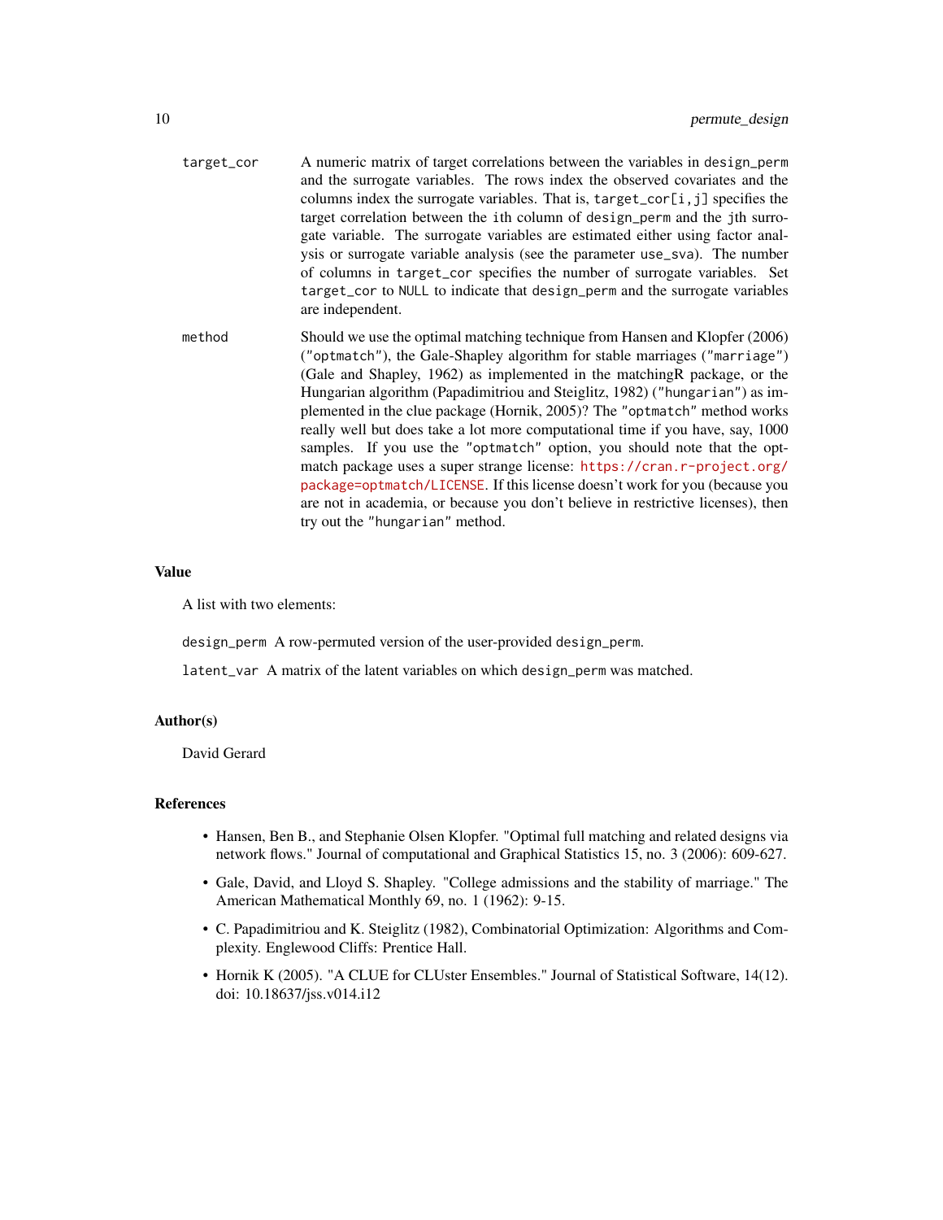`target_cor` A numeric matrix of target correlations between the variables in `design_perm` and the surrogate variables. The rows index the observed covariates and the columns index the surrogate variables. That is, `target_cor[i,j]` specifies the target correlation between the ith column of `design_perm` and the jth surrogate variable. The surrogate variables are estimated either using factor analysis or surrogate variable analysis (see the parameter `use_sva`). The number of columns in `target_cor` specifies the number of surrogate variables. Set `target_cor` to `NULL` to indicate that `design_perm` and the surrogate variables are independent.

`method` Should we use the optimal matching technique from Hansen and Klopfer (2006) (`"optmatch"`), the Gale-Shapley algorithm for stable marriages (`"marriage"`) (Gale and Shapley, 1962) as implemented in the matchingR package, or the Hungarian algorithm (Papadimitriou and Steiglitz, 1982) (`"hungarian"`) as implemented in the clue package (Hornik, 2005)? The `"optmatch"` method works really well but does take a lot more computational time if you have, say, 1000 samples. If you use the `"optmatch"` option, you should note that the optmatch package uses a super strange license: https://cran.r-project.org/package=optmatch/LICENSE. If this license doesn't work for you (because you are not in academia, or because you don't believe in restrictive licenses), then try out the `"hungarian"` method.

## Value

A list with two elements:

`design_perm` A row-permuted version of the user-provided `design_perm`.

`latent_var` A matrix of the latent variables on which `design_perm` was matched.

## Author(s)

David Gerard

## References

- Hansen, Ben B., and Stephanie Olsen Klopfer. "Optimal full matching and related designs via network flows." Journal of computational and Graphical Statistics 15, no. 3 (2006): 609-627.
- Gale, David, and Lloyd S. Shapley. "College admissions and the stability of marriage." The American Mathematical Monthly 69, no. 1 (1962): 9-15.
- C. Papadimitriou and K. Steiglitz (1982), Combinatorial Optimization: Algorithms and Complexity. Englewood Cliffs: Prentice Hall.
- Hornik K (2005). "A CLUE for CLUster Ensembles." Journal of Statistical Software, 14(12). doi: 10.18637/jss.v014.i12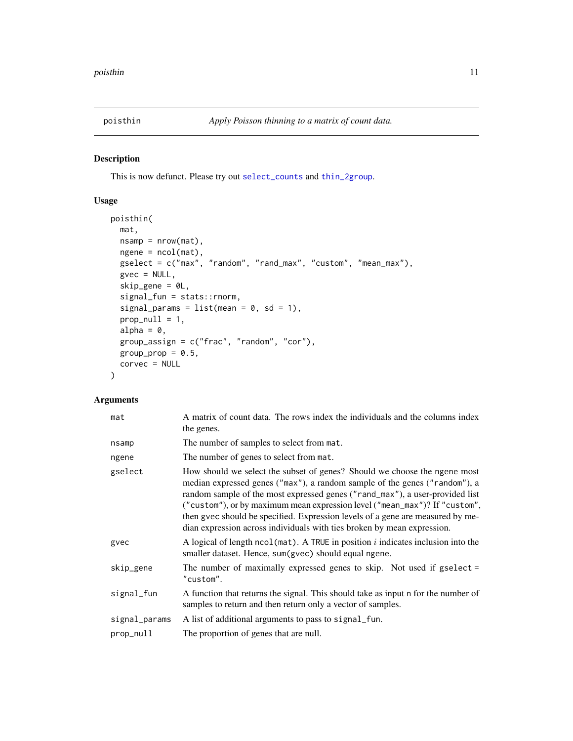## poisthin — *Apply Poisson thinning to a matrix of count data.*

### Description

This is now defunct. Please try out `select_counts` and `thin_2group`.

### Usage

```
poisthin(
  mat,
  nsamp = nrow(mat),
  ngene = ncol(mat),
  gselect = c("max", "random", "rand_max", "custom", "mean_max"),
  gvec = NULL,
  skip_gene = 0L,
  signal_fun = stats::rnorm,
  signal_params = list(mean = 0, sd = 1),
  prop_null = 1,
  alpha = 0,
  group_assign = c("frac", "random", "cor"),
  group_prop = 0.5,
  corvec = NULL
)
```

### Arguments

| Argument | Description |
|---|---|
| `mat` | A matrix of count data. The rows index the individuals and the columns index the genes. |
| `nsamp` | The number of samples to select from `mat`. |
| `ngene` | The number of genes to select from `mat`. |
| `gselect` | How should we select the subset of genes? Should we choose the `ngene` most median expressed genes (`"max"`), a random sample of the genes (`"random"`), a random sample of the most expressed genes (`"rand_max"`), a user-provided list (`"custom"`), or by maximum mean expression level (`"mean_max"`)? If `"custom"`, then `gvec` should be specified. Expression levels of a gene are measured by median expression across individuals with ties broken by mean expression. |
| `gvec` | A logical of length `ncol(mat)`. A `TRUE` in position $i$ indicates inclusion into the smaller dataset. Hence, `sum(gvec)` should equal `ngene`. |
| `skip_gene` | The number of maximally expressed genes to skip. Not used if `gselect = "custom"`. |
| `signal_fun` | A function that returns the signal. This should take as input `n` for the number of samples to return and then return only a vector of samples. |
| `signal_params` | A list of additional arguments to pass to `signal_fun`. |
| `prop_null` | The proportion of genes that are null. |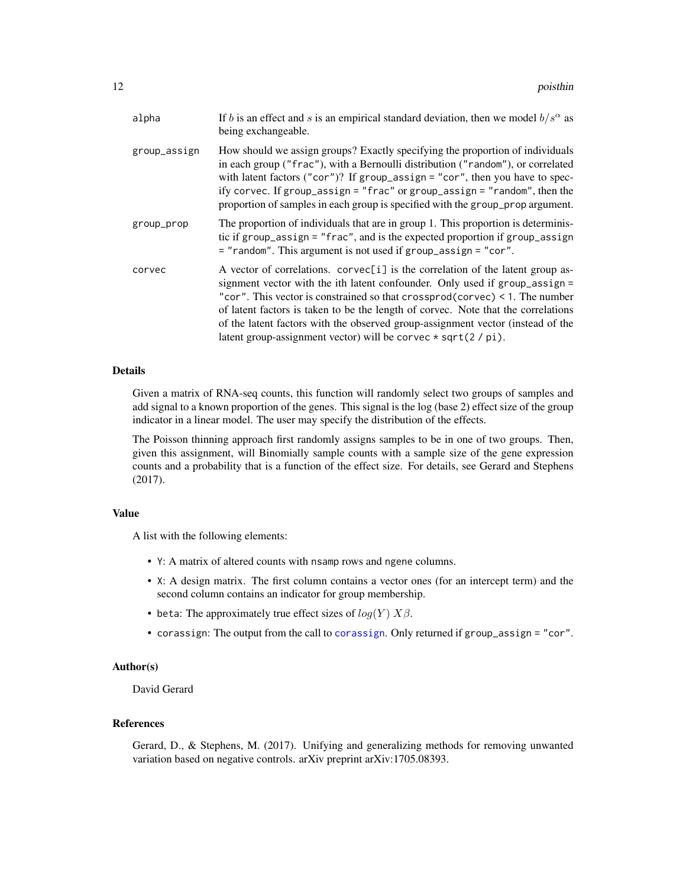| | |
|---|---|
| alpha | If $b$ is an effect and $s$ is an empirical standard deviation, then we model $b/s^\alpha$ as being exchangeable. |
| group_assign | How should we assign groups? Exactly specifying the proportion of individuals in each group ("frac"), with a Bernoulli distribution ("random"), or correlated with latent factors ("cor")? If group_assign = "cor", then you have to specify corvec. If group_assign = "frac" or group_assign = "random", then the proportion of samples in each group is specified with the group_prop argument. |
| group_prop | The proportion of individuals that are in group 1. This proportion is deterministic if group_assign = "frac", and is the expected proportion if group_assign = "random". This argument is not used if group_assign = "cor". |
| corvec | A vector of correlations. corvec[i] is the correlation of the latent group assignment vector with the ith latent confounder. Only used if group_assign = "cor". This vector is constrained so that crossprod(corvec) < 1. The number of latent factors is taken to be the length of corvec. Note that the correlations of the latent factors with the observed group-assignment vector (instead of the latent group-assignment vector) will be corvec * sqrt(2 / pi). |

### Details

Given a matrix of RNA-seq counts, this function will randomly select two groups of samples and add signal to a known proportion of the genes. This signal is the log (base 2) effect size of the group indicator in a linear model. The user may specify the distribution of the effects.

The Poisson thinning approach first randomly assigns samples to be in one of two groups. Then, given this assignment, will Binomially sample counts with a sample size of the gene expression counts and a probability that is a function of the effect size. For details, see Gerard and Stephens (2017).

### Value

A list with the following elements:

- Y: A matrix of altered counts with nsamp rows and ngene columns.
- X: A design matrix. The first column contains a vector ones (for an intercept term) and the second column contains an indicator for group membership.
- beta: The approximately true effect sizes of $log(Y)\ X\beta$.
- corassign: The output from the call to corassign. Only returned if group_assign = "cor".

### Author(s)

David Gerard

### References

Gerard, D., & Stephens, M. (2017). Unifying and generalizing methods for removing unwanted variation based on negative controls. arXiv preprint arXiv:1705.08393.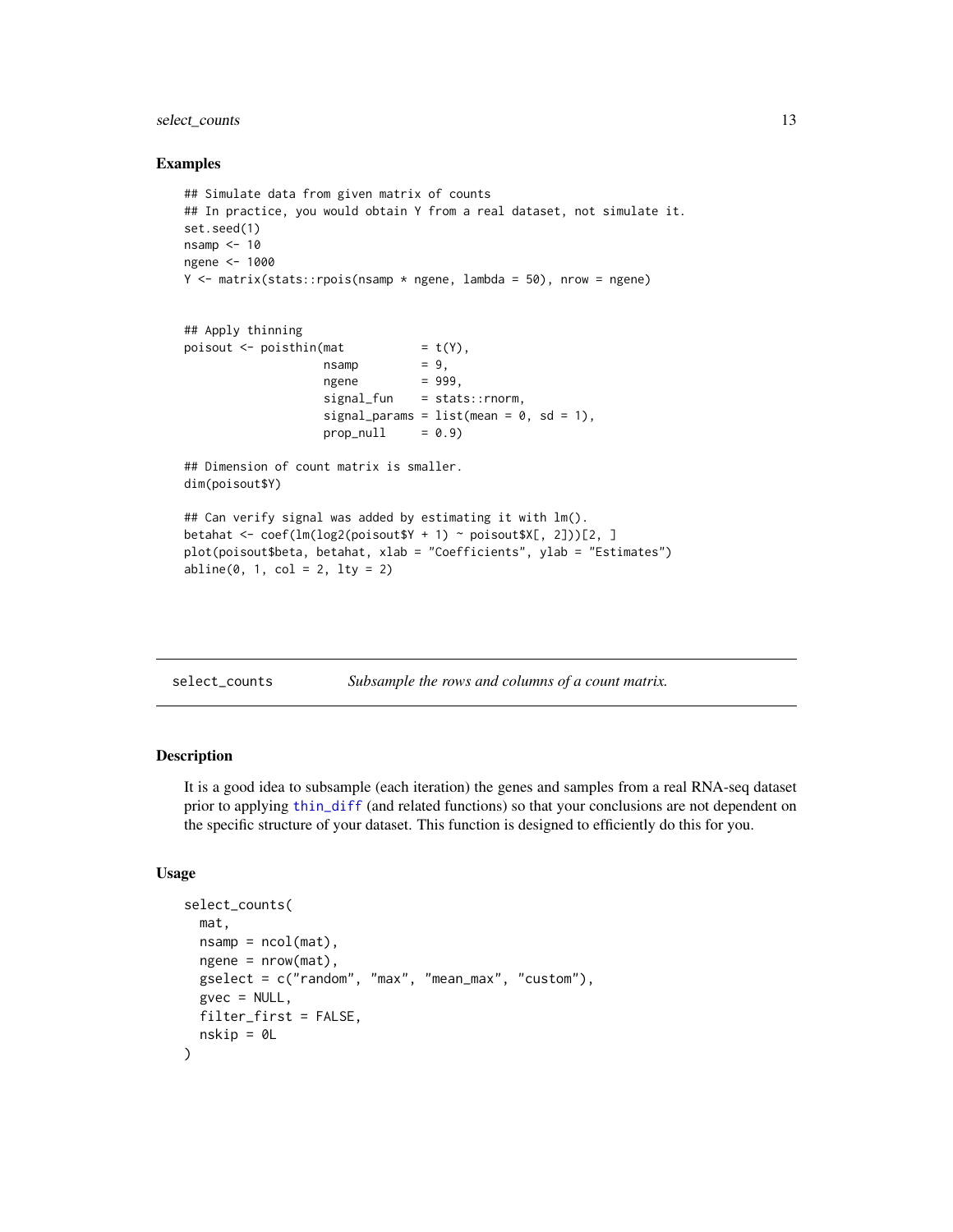### Examples

```
## Simulate data from given matrix of counts
## In practice, you would obtain Y from a real dataset, not simulate it.
set.seed(1)
nsamp <- 10
ngene <- 1000
Y <- matrix(stats::rpois(nsamp * ngene, lambda = 50), nrow = ngene)


## Apply thinning
poisout <- poisthin(mat           = t(Y),
                    nsamp         = 9,
                    ngene         = 999,
                    signal_fun    = stats::rnorm,
                    signal_params = list(mean = 0, sd = 1),
                    prop_null     = 0.9)

## Dimension of count matrix is smaller.
dim(poisout$Y)

## Can verify signal was added by estimating it with lm().
betahat <- coef(lm(log2(poisout$Y + 1) ~ poisout$X[, 2]))[2, ]
plot(poisout$beta, betahat, xlab = "Coefficients", ylab = "Estimates")
abline(0, 1, col = 2, lty = 2)
```

---

## select_counts — *Subsample the rows and columns of a count matrix.*

### Description

It is a good idea to subsample (each iteration) the genes and samples from a real RNA-seq dataset prior to applying thin_diff (and related functions) so that your conclusions are not dependent on the specific structure of your dataset. This function is designed to efficiently do this for you.

### Usage

```
select_counts(
  mat,
  nsamp = ncol(mat),
  ngene = nrow(mat),
  gselect = c("random", "max", "mean_max", "custom"),
  gvec = NULL,
  filter_first = FALSE,
  nskip = 0L
)
```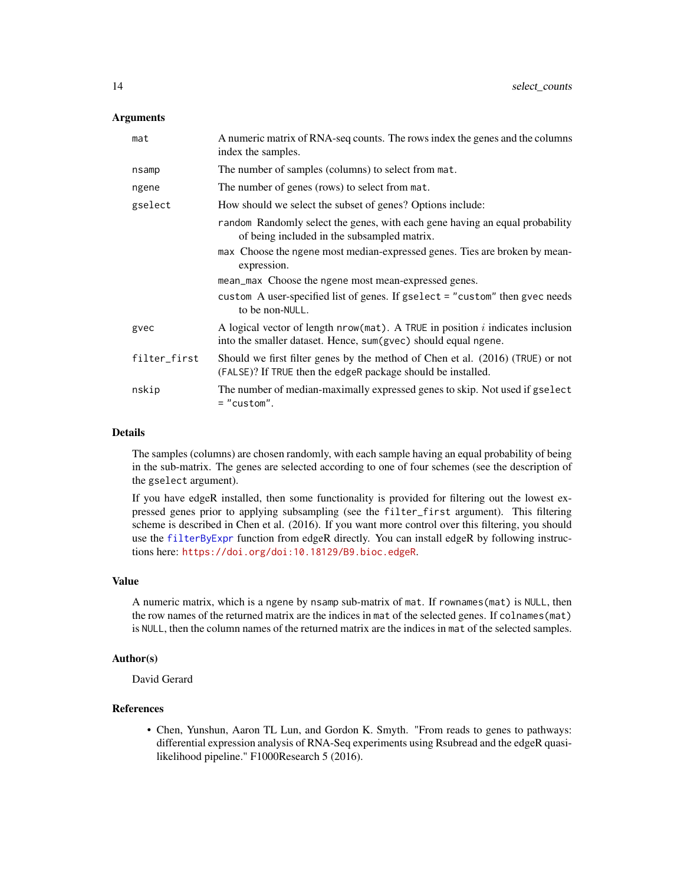### Arguments

| | |
|---|---|
| `mat` | A numeric matrix of RNA-seq counts. The rows index the genes and the columns index the samples. |
| `nsamp` | The number of samples (columns) to select from `mat`. |
| `ngene` | The number of genes (rows) to select from `mat`. |
| `gselect` | How should we select the subset of genes? Options include:<br>`random` Randomly select the genes, with each gene having an equal probability of being included in the subsampled matrix.<br>`max` Choose the `ngene` most median-expressed genes. Ties are broken by mean-expression.<br>`mean_max` Choose the `ngene` most mean-expressed genes.<br>`custom` A user-specified list of genes. If `gselect = "custom"` then `gvec` needs to be non-`NULL`. |
| `gvec` | A logical vector of length `nrow(mat)`. A `TRUE` in position $i$ indicates inclusion into the smaller dataset. Hence, `sum(gvec)` should equal `ngene`. |
| `filter_first` | Should we first filter genes by the method of Chen et al. (2016) (`TRUE`) or not (`FALSE`)? If `TRUE` then the `edgeR` package should be installed. |
| `nskip` | The number of median-maximally expressed genes to skip. Not used if `gselect = "custom"`. |

### Details

The samples (columns) are chosen randomly, with each sample having an equal probability of being in the sub-matrix. The genes are selected according to one of four schemes (see the description of the `gselect` argument).

If you have edgeR installed, then some functionality is provided for filtering out the lowest expressed genes prior to applying subsampling (see the `filter_first` argument). This filtering scheme is described in Chen et al. (2016). If you want more control over this filtering, you should use the `filterByExpr` function from edgeR directly. You can install edgeR by following instructions here: https://doi.org/doi:10.18129/B9.bioc.edgeR.

### Value

A numeric matrix, which is a `ngene` by `nsamp` sub-matrix of `mat`. If `rownames(mat)` is `NULL`, then the row names of the returned matrix are the indices in `mat` of the selected genes. If `colnames(mat)` is `NULL`, then the column names of the returned matrix are the indices in `mat` of the selected samples.

### Author(s)

David Gerard

### References

- Chen, Yunshun, Aaron TL Lun, and Gordon K. Smyth. "From reads to genes to pathways: differential expression analysis of RNA-Seq experiments using Rsubread and the edgeR quasi-likelihood pipeline." F1000Research 5 (2016).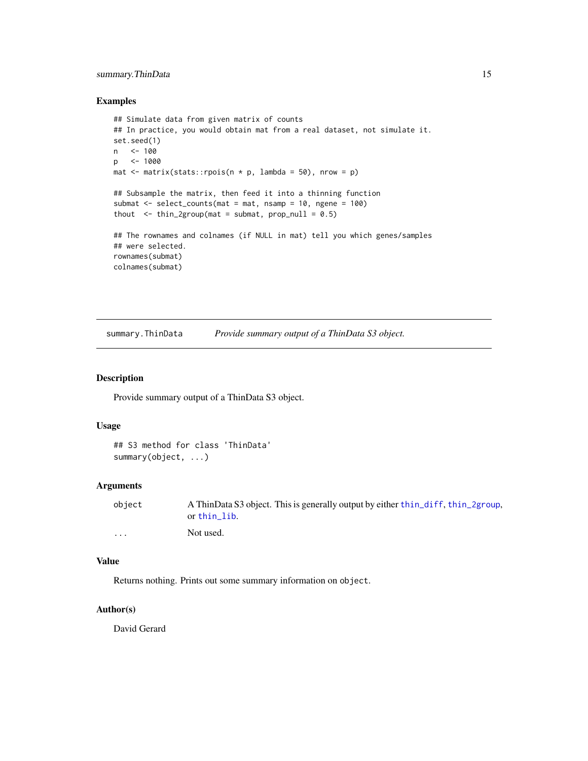## Examples

```
## Simulate data from given matrix of counts
## In practice, you would obtain mat from a real dataset, not simulate it.
set.seed(1)
n   <- 100
p   <- 1000
mat <- matrix(stats::rpois(n * p, lambda = 50), nrow = p)

## Subsample the matrix, then feed it into a thinning function
submat <- select_counts(mat = mat, nsamp = 10, ngene = 100)
thout  <- thin_2group(mat = submat, prop_null = 0.5)

## The rownames and colnames (if NULL in mat) tell you which genes/samples
## were selected.
rownames(submat)
colnames(submat)
```

---

# summary.ThinData — *Provide summary output of a ThinData S3 object.*

---

## Description

Provide summary output of a ThinData S3 object.

## Usage

```
## S3 method for class 'ThinData'
summary(object, ...)
```

## Arguments

| | |
|---|---|
| object | A ThinData S3 object. This is generally output by either thin_diff, thin_2group, or thin_lib. |
| ... | Not used. |

## Value

Returns nothing. Prints out some summary information on `object`.

## Author(s)

David Gerard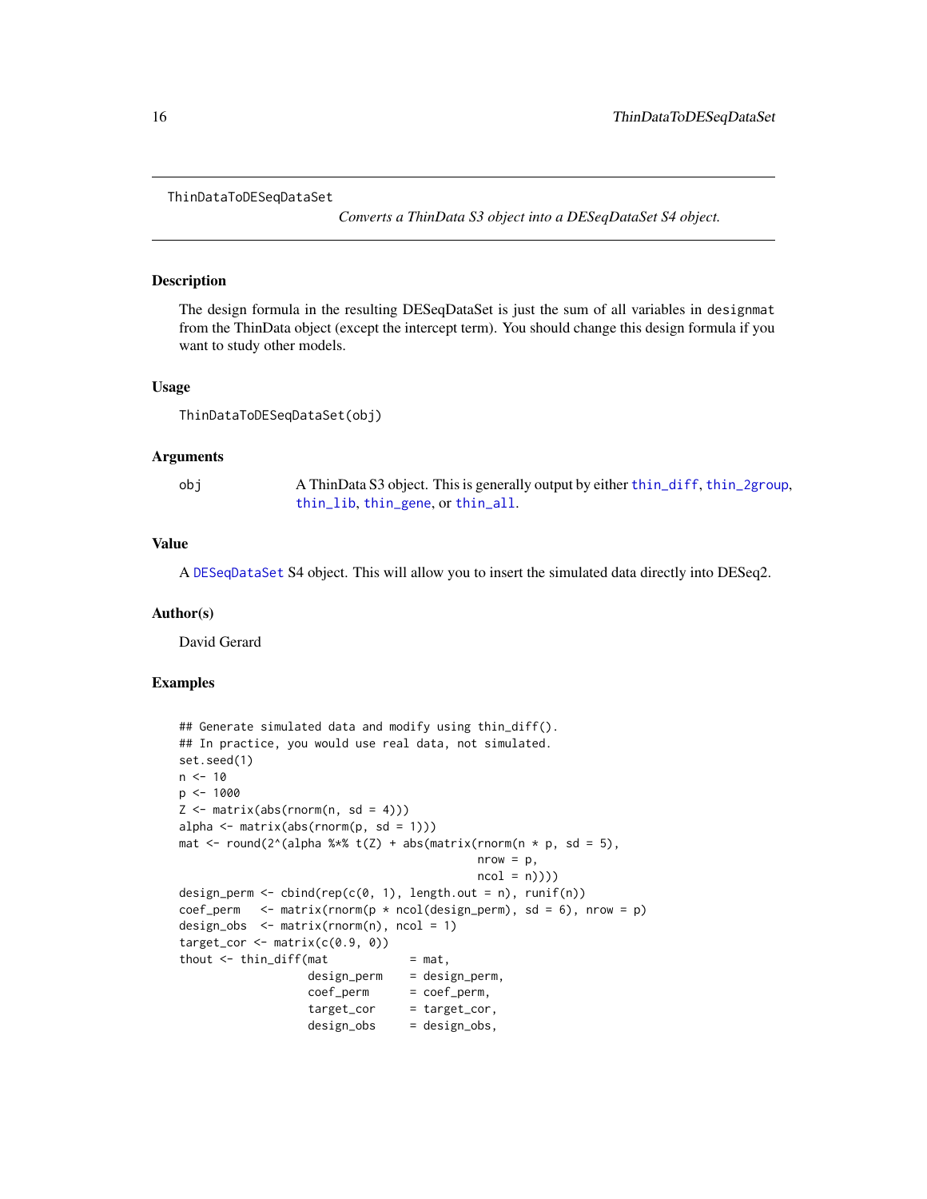ThinDataToDESeqDataSet    *Converts a ThinData S3 object into a DESeqDataSet S4 object.*

## Description

The design formula in the resulting DESeqDataSet is just the sum of all variables in `designmat` from the ThinData object (except the intercept term). You should change this design formula if you want to study other models.

## Usage

```
ThinDataToDESeqDataSet(obj)
```

## Arguments

| | |
|---|---|
| obj | A ThinData S3 object. This is generally output by either `thin_diff`, `thin_2group`, `thin_lib`, `thin_gene`, or `thin_all`. |

## Value

A `DESeqDataSet` S4 object. This will allow you to insert the simulated data directly into DESeq2.

## Author(s)

David Gerard

## Examples

```
## Generate simulated data and modify using thin_diff().
## In practice, you would use real data, not simulated.
set.seed(1)
n <- 10
p <- 1000
Z <- matrix(abs(rnorm(n, sd = 4)))
alpha <- matrix(abs(rnorm(p, sd = 1)))
mat <- round(2^(alpha %*% t(Z) + abs(matrix(rnorm(n * p, sd = 5),
                                             nrow = p,
                                             ncol = n))))
design_perm <- cbind(rep(c(0, 1), length.out = n), runif(n))
coef_perm   <- matrix(rnorm(p * ncol(design_perm), sd = 6), nrow = p)
design_obs  <- matrix(rnorm(n), ncol = 1)
target_cor <- matrix(c(0.9, 0))
thout <- thin_diff(mat           = mat,
                   design_perm    = design_perm,
                   coef_perm      = coef_perm,
                   target_cor     = target_cor,
                   design_obs     = design_obs,
```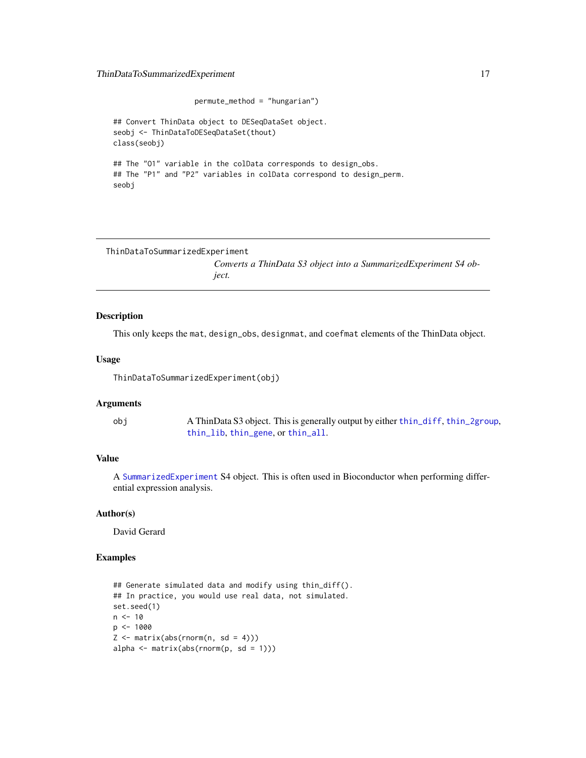```
                    permute_method = "hungarian")

## Convert ThinData object to DESeqDataSet object.
seobj <- ThinDataToDESeqDataSet(thout)
class(seobj)

## The "O1" variable in the colData corresponds to design_obs.
## The "P1" and "P2" variables in colData correspond to design_perm.
seobj
```

---

ThinDataToSummarizedExperiment

*Converts a ThinData S3 object into a SummarizedExperiment S4 object.*

---

## Description

This only keeps the mat, design_obs, designmat, and coefmat elements of the ThinData object.

## Usage

```
ThinDataToSummarizedExperiment(obj)
```

## Arguments

obj    A ThinData S3 object. This is generally output by either thin_diff, thin_2group, thin_lib, thin_gene, or thin_all.

## Value

A SummarizedExperiment S4 object. This is often used in Bioconductor when performing differential expression analysis.

## Author(s)

David Gerard

## Examples

```
## Generate simulated data and modify using thin_diff().
## In practice, you would use real data, not simulated.
set.seed(1)
n <- 10
p <- 1000
Z <- matrix(abs(rnorm(n, sd = 4)))
alpha <- matrix(abs(rnorm(p, sd = 1)))
```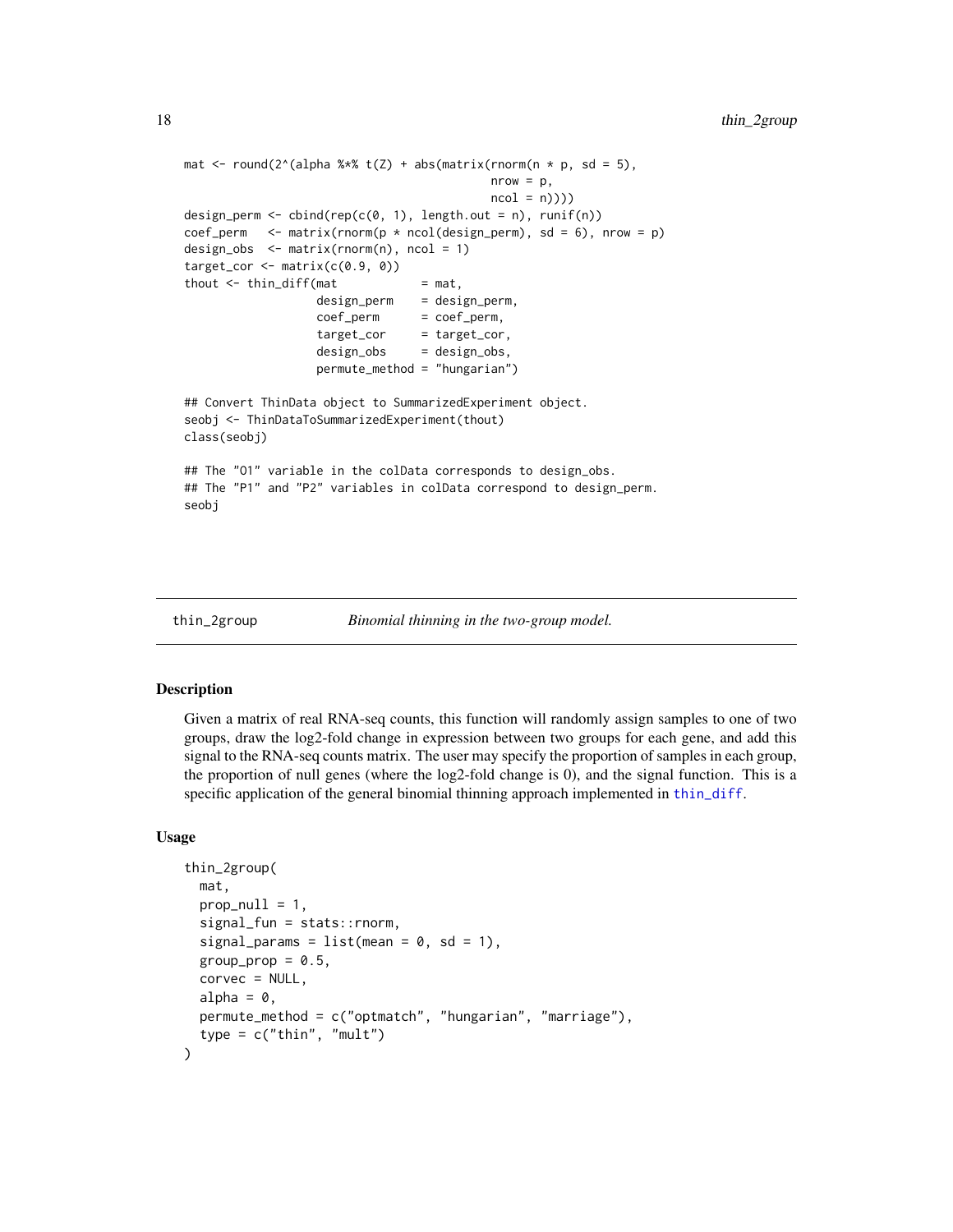```
mat <- round(2^(alpha %*% t(Z) + abs(matrix(rnorm(n * p, sd = 5),
                                           nrow = p,
                                           ncol = n))))
design_perm <- cbind(rep(c(0, 1), length.out = n), runif(n))
coef_perm   <- matrix(rnorm(p * ncol(design_perm), sd = 6), nrow = p)
design_obs  <- matrix(rnorm(n), ncol = 1)
target_cor <- matrix(c(0.9, 0))
thout <- thin_diff(mat            = mat,
                   design_perm    = design_perm,
                   coef_perm      = coef_perm,
                   target_cor     = target_cor,
                   design_obs     = design_obs,
                   permute_method = "hungarian")

## Convert ThinData object to SummarizedExperiment object.
seobj <- ThinDataToSummarizedExperiment(thout)
class(seobj)

## The "O1" variable in the colData corresponds to design_obs.
## The "P1" and "P2" variables in colData correspond to design_perm.
seobj
```

## thin_2group — *Binomial thinning in the two-group model.*

### Description

Given a matrix of real RNA-seq counts, this function will randomly assign samples to one of two groups, draw the log2-fold change in expression between two groups for each gene, and add this signal to the RNA-seq counts matrix. The user may specify the proportion of samples in each group, the proportion of null genes (where the log2-fold change is 0), and the signal function. This is a specific application of the general binomial thinning approach implemented in thin_diff.

### Usage

```
thin_2group(
  mat,
  prop_null = 1,
  signal_fun = stats::rnorm,
  signal_params = list(mean = 0, sd = 1),
  group_prop = 0.5,
  corvec = NULL,
  alpha = 0,
  permute_method = c("optmatch", "hungarian", "marriage"),
  type = c("thin", "mult")
)
```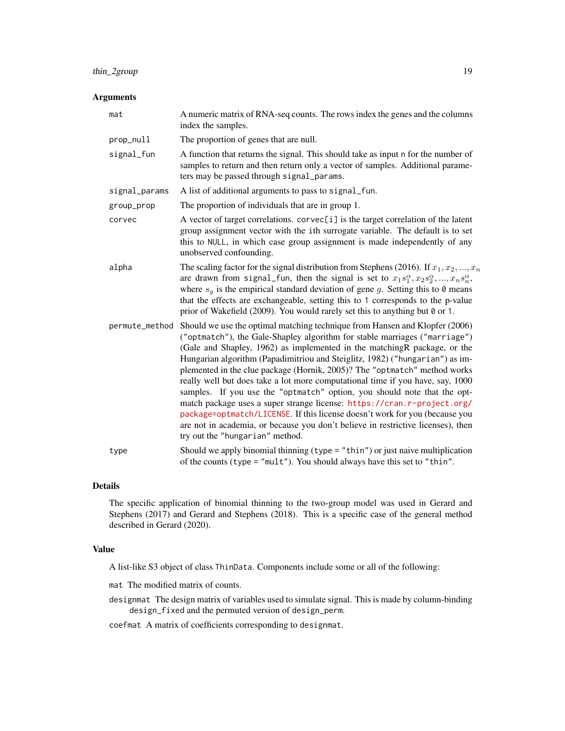### Arguments

- `mat` A numeric matrix of RNA-seq counts. The rows index the genes and the columns index the samples.
- `prop_null` The proportion of genes that are null.
- `signal_fun` A function that returns the signal. This should take as input `n` for the number of samples to return and then return only a vector of samples. Additional parameters may be passed through `signal_params`.
- `signal_params` A list of additional arguments to pass to `signal_fun`.
- `group_prop` The proportion of individuals that are in group 1.
- `corvec` A vector of target correlations. `corvec[i]` is the target correlation of the latent group assignment vector with the `i`th surrogate variable. The default is to set this to `NULL`, in which case group assignment is made independently of any unobserved confounding.
- `alpha` The scaling factor for the signal distribution from Stephens (2016). If $x_1, x_2, ..., x_n$ are drawn from `signal_fun`, then the signal is set to $x_1 s_1^\alpha, x_2 s_2^\alpha, ..., x_n s_n^\alpha$, where $s_g$ is the empirical standard deviation of gene $g$. Setting this to `0` means that the effects are exchangeable, setting this to `1` corresponds to the p-value prior of Wakefield (2009). You would rarely set this to anything but `0` or `1`.
- `permute_method` Should we use the optimal matching technique from Hansen and Klopfer (2006) (`"optmatch"`), the Gale-Shapley algorithm for stable marriages (`"marriage"`) (Gale and Shapley, 1962) as implemented in the matchingR package, or the Hungarian algorithm (Papadimitriou and Steiglitz, 1982) (`"hungarian"`) as implemented in the clue package (Hornik, 2005)? The `"optmatch"` method works really well but does take a lot more computational time if you have, say, 1000 samples. If you use the `"optmatch"` option, you should note that the optmatch package uses a super strange license: https://cran.r-project.org/package=optmatch/LICENSE. If this license doesn't work for you (because you are not in academia, or because you don't believe in restrictive licenses), then try out the `"hungarian"` method.
- `type` Should we apply binomial thinning (`type = "thin"`) or just naive multiplication of the counts (`type = "mult"`). You should always have this set to `"thin"`.

### Details

The specific application of binomial thinning to the two-group model was used in Gerard and Stephens (2017) and Gerard and Stephens (2018). This is a specific case of the general method described in Gerard (2020).

### Value

A list-like S3 object of class `ThinData`. Components include some or all of the following:

- `mat` The modified matrix of counts.
- `designmat` The design matrix of variables used to simulate signal. This is made by column-binding `design_fixed` and the permuted version of `design_perm`.
- `coefmat` A matrix of coefficients corresponding to `designmat`.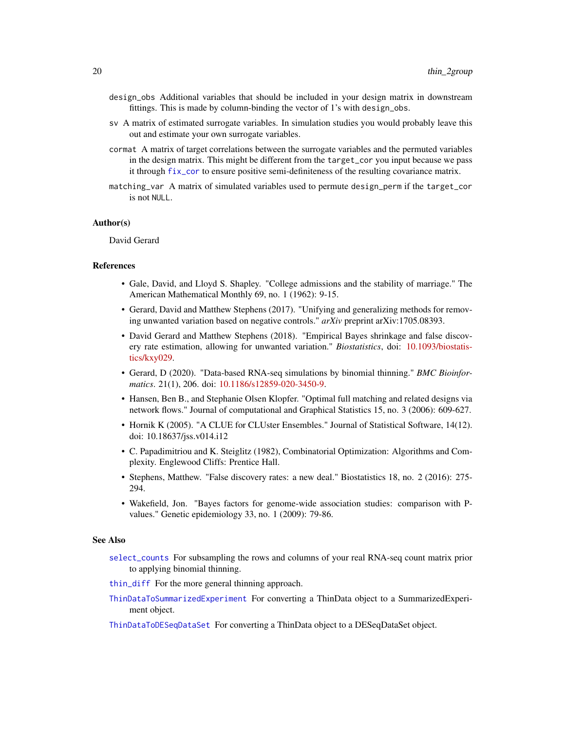`design_obs` Additional variables that should be included in your design matrix in downstream fittings. This is made by column-binding the vector of 1's with `design_obs`.

`sv` A matrix of estimated surrogate variables. In simulation studies you would probably leave this out and estimate your own surrogate variables.

`cormat` A matrix of target correlations between the surrogate variables and the permuted variables in the design matrix. This might be different from the `target_cor` you input because we pass it through `fix_cor` to ensure positive semi-definiteness of the resulting covariance matrix.

`matching_var` A matrix of simulated variables used to permute `design_perm` if the `target_cor` is not `NULL`.

## Author(s)

David Gerard

## References

- Gale, David, and Lloyd S. Shapley. "College admissions and the stability of marriage." The American Mathematical Monthly 69, no. 1 (1962): 9-15.
- Gerard, David and Matthew Stephens (2017). "Unifying and generalizing methods for removing unwanted variation based on negative controls." *arXiv* preprint arXiv:1705.08393.
- David Gerard and Matthew Stephens (2018). "Empirical Bayes shrinkage and false discovery rate estimation, allowing for unwanted variation." *Biostatistics*, doi: 10.1093/biostatistics/kxy029.
- Gerard, D (2020). "Data-based RNA-seq simulations by binomial thinning." *BMC Bioinformatics*. 21(1), 206. doi: 10.1186/s12859-020-3450-9.
- Hansen, Ben B., and Stephanie Olsen Klopfer. "Optimal full matching and related designs via network flows." Journal of computational and Graphical Statistics 15, no. 3 (2006): 609-627.
- Hornik K (2005). "A CLUE for CLUster Ensembles." Journal of Statistical Software, 14(12). doi: 10.18637/jss.v014.i12
- C. Papadimitriou and K. Steiglitz (1982), Combinatorial Optimization: Algorithms and Complexity. Englewood Cliffs: Prentice Hall.
- Stephens, Matthew. "False discovery rates: a new deal." Biostatistics 18, no. 2 (2016): 275-294.
- Wakefield, Jon. "Bayes factors for genome-wide association studies: comparison with P-values." Genetic epidemiology 33, no. 1 (2009): 79-86.

## See Also

`select_counts` For subsampling the rows and columns of your real RNA-seq count matrix prior to applying binomial thinning.

`thin_diff` For the more general thinning approach.

`ThinDataToSummarizedExperiment` For converting a ThinData object to a SummarizedExperiment object.

`ThinDataToDESeqDataSet` For converting a ThinData object to a DESeqDataSet object.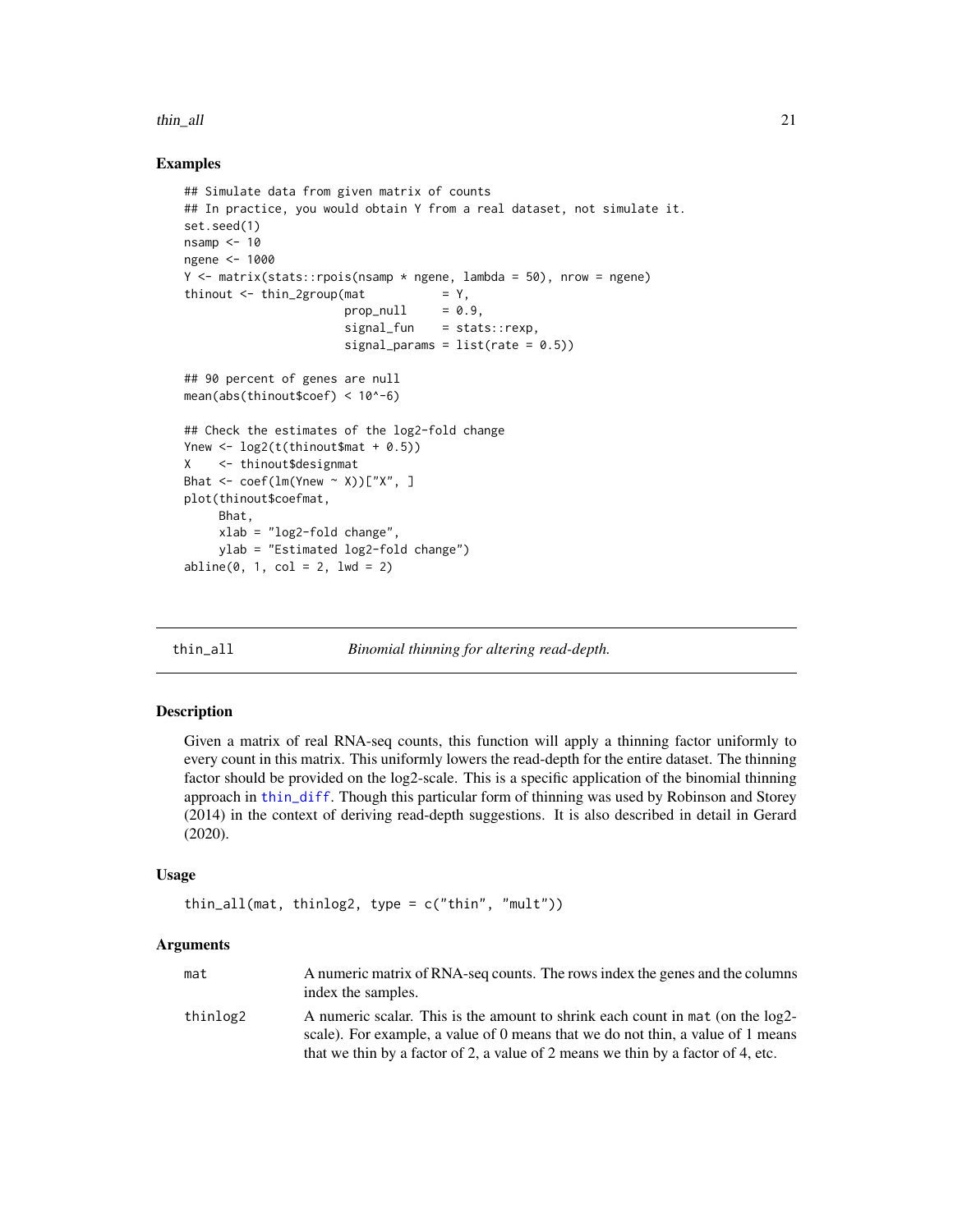## Examples

```
## Simulate data from given matrix of counts
## In practice, you would obtain Y from a real dataset, not simulate it.
set.seed(1)
nsamp <- 10
ngene <- 1000
Y <- matrix(stats::rpois(nsamp * ngene, lambda = 50), nrow = ngene)
thinout <- thin_2group(mat           = Y,
                       prop_null     = 0.9,
                       signal_fun    = stats::rexp,
                       signal_params = list(rate = 0.5))

## 90 percent of genes are null
mean(abs(thinout$coef) < 10^-6)

## Check the estimates of the log2-fold change
Ynew <- log2(t(thinout$mat + 0.5))
X    <- thinout$designmat
Bhat <- coef(lm(Ynew ~ X))["X", ]
plot(thinout$coefmat,
     Bhat,
     xlab = "log2-fold change",
     ylab = "Estimated log2-fold change")
abline(0, 1, col = 2, lwd = 2)
```

---

# thin_all — *Binomial thinning for altering read-depth.*

## Description

Given a matrix of real RNA-seq counts, this function will apply a thinning factor uniformly to every count in this matrix. This uniformly lowers the read-depth for the entire dataset. The thinning factor should be provided on the log2-scale. This is a specific application of the binomial thinning approach in thin_diff. Though this particular form of thinning was used by Robinson and Storey (2014) in the context of deriving read-depth suggestions. It is also described in detail in Gerard (2020).

## Usage

```
thin_all(mat, thinlog2, type = c("thin", "mult"))
```

## Arguments

| | |
|---|---|
| mat | A numeric matrix of RNA-seq counts. The rows index the genes and the columns index the samples. |
| thinlog2 | A numeric scalar. This is the amount to shrink each count in mat (on the log2-scale). For example, a value of 0 means that we do not thin, a value of 1 means that we thin by a factor of 2, a value of 2 means we thin by a factor of 4, etc. |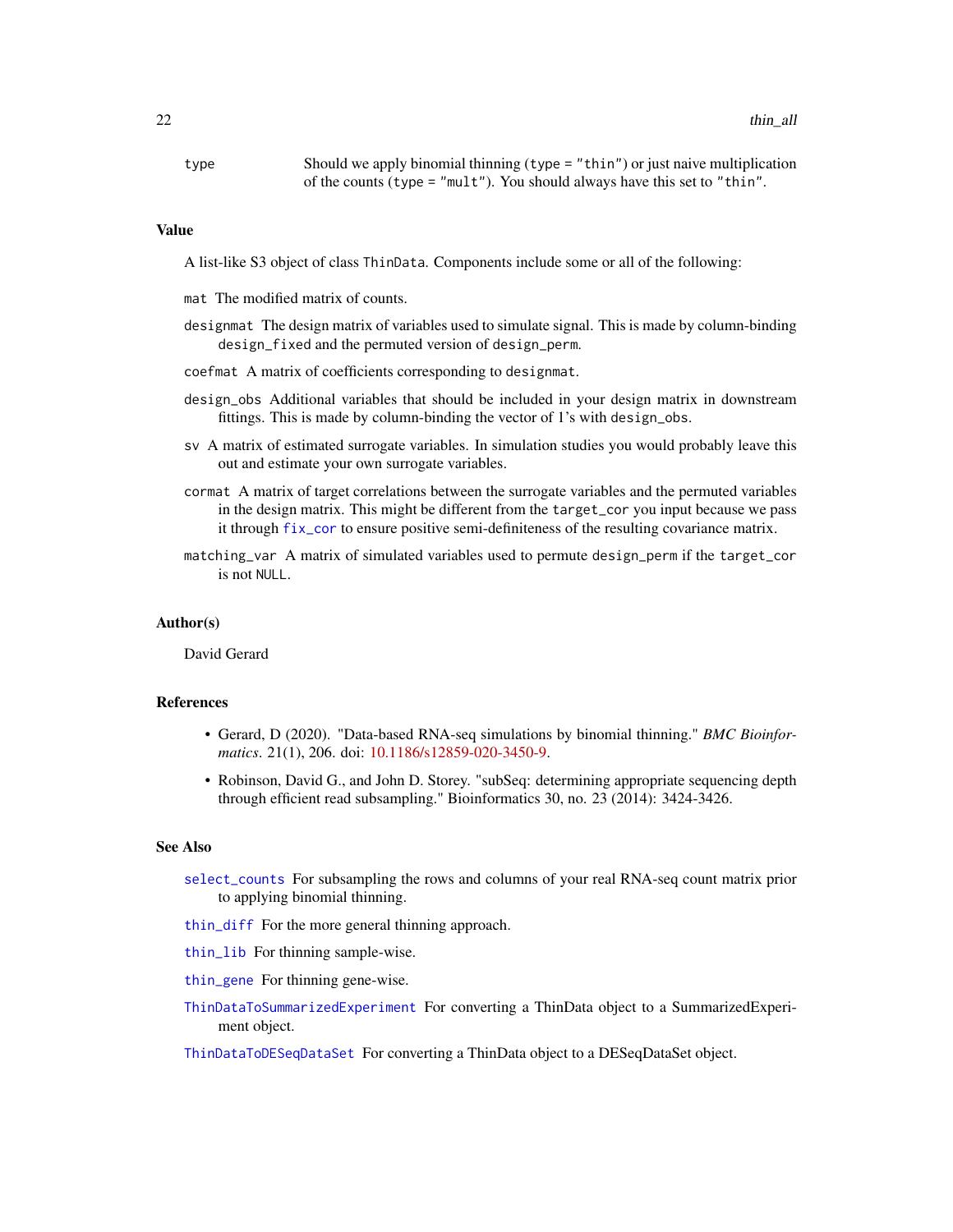type Should we apply binomial thinning (`type = "thin"`) or just naive multiplication of the counts (`type = "mult"`). You should always have this set to `"thin"`.

### Value

A list-like S3 object of class `ThinData`. Components include some or all of the following:

`mat` The modified matrix of counts.

`designmat` The design matrix of variables used to simulate signal. This is made by column-binding `design_fixed` and the permuted version of `design_perm`.

`coefmat` A matrix of coefficients corresponding to `designmat`.

`design_obs` Additional variables that should be included in your design matrix in downstream fittings. This is made by column-binding the vector of 1's with `design_obs`.

`sv` A matrix of estimated surrogate variables. In simulation studies you would probably leave this out and estimate your own surrogate variables.

`cormat` A matrix of target correlations between the surrogate variables and the permuted variables in the design matrix. This might be different from the `target_cor` you input because we pass it through `fix_cor` to ensure positive semi-definiteness of the resulting covariance matrix.

`matching_var` A matrix of simulated variables used to permute `design_perm` if the `target_cor` is not `NULL`.

### Author(s)

David Gerard

### References

- Gerard, D (2020). "Data-based RNA-seq simulations by binomial thinning." *BMC Bioinformatics*. 21(1), 206. doi: 10.1186/s12859-020-3450-9.
- Robinson, David G., and John D. Storey. "subSeq: determining appropriate sequencing depth through efficient read subsampling." Bioinformatics 30, no. 23 (2014): 3424-3426.

### See Also

`select_counts` For subsampling the rows and columns of your real RNA-seq count matrix prior to applying binomial thinning.

`thin_diff` For the more general thinning approach.

`thin_lib` For thinning sample-wise.

`thin_gene` For thinning gene-wise.

`ThinDataToSummarizedExperiment` For converting a ThinData object to a SummarizedExperiment object.

`ThinDataToDESeqDataSet` For converting a ThinData object to a DESeqDataSet object.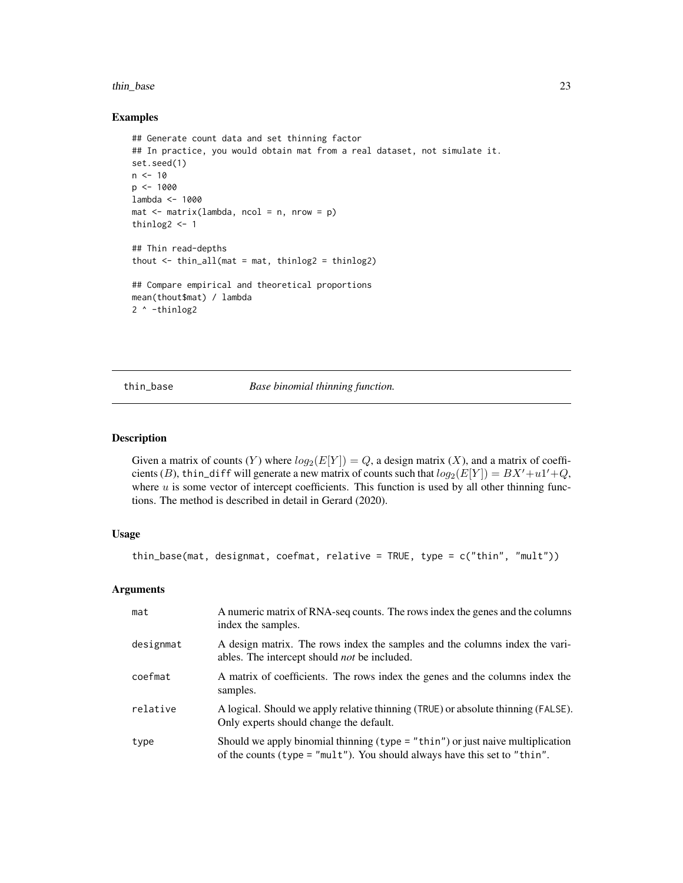## Examples

```
## Generate count data and set thinning factor
## In practice, you would obtain mat from a real dataset, not simulate it.
set.seed(1)
n <- 10
p <- 1000
lambda <- 1000
mat <- matrix(lambda, ncol = n, nrow = p)
thinlog2 <- 1

## Thin read-depths
thout <- thin_all(mat = mat, thinlog2 = thinlog2)

## Compare empirical and theoretical proportions
mean(thout$mat) / lambda
2 ^ -thinlog2
```

---

# thin_base — *Base binomial thinning function.*

## Description

Given a matrix of counts ($Y$) where $log_2(E[Y]) = Q$, a design matrix ($X$), and a matrix of coefficients ($B$), `thin_diff` will generate a new matrix of counts such that $log_2(E[Y]) = BX' + u1' + Q$, where $u$ is some vector of intercept coefficients. This function is used by all other thinning functions. The method is described in detail in Gerard (2020).

## Usage

```
thin_base(mat, designmat, coefmat, relative = TRUE, type = c("thin", "mult"))
```

## Arguments

| | |
|---|---|
| `mat` | A numeric matrix of RNA-seq counts. The rows index the genes and the columns index the samples. |
| `designmat` | A design matrix. The rows index the samples and the columns index the variables. The intercept should *not* be included. |
| `coefmat` | A matrix of coefficients. The rows index the genes and the columns index the samples. |
| `relative` | A logical. Should we apply relative thinning (`TRUE`) or absolute thinning (`FALSE`). Only experts should change the default. |
| `type` | Should we apply binomial thinning (`type = "thin"`) or just naive multiplication of the counts (`type = "mult"`). You should always have this set to `"thin"`. |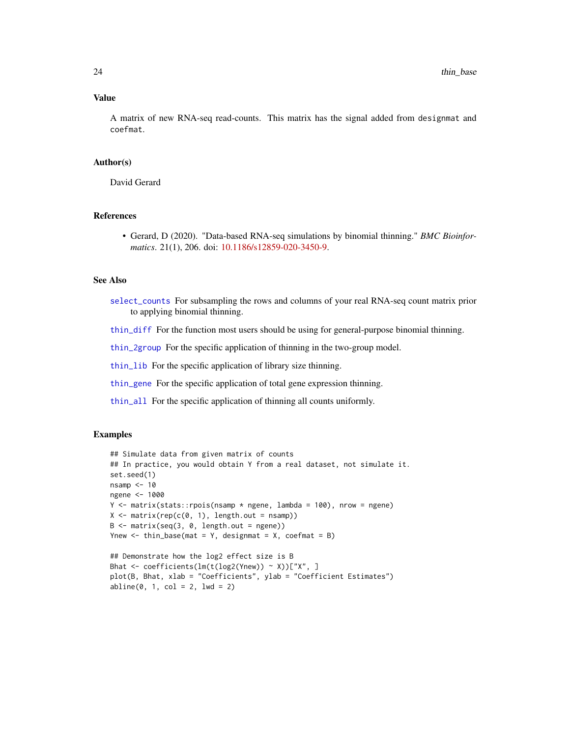## Value

A matrix of new RNA-seq read-counts. This matrix has the signal added from `designmat` and `coefmat`.

## Author(s)

David Gerard

## References

- Gerard, D (2020). "Data-based RNA-seq simulations by binomial thinning." *BMC Bioinformatics*. 21(1), 206. doi: 10.1186/s12859-020-3450-9.

## See Also

`select_counts` For subsampling the rows and columns of your real RNA-seq count matrix prior to applying binomial thinning.

`thin_diff` For the function most users should be using for general-purpose binomial thinning.

`thin_2group` For the specific application of thinning in the two-group model.

`thin_lib` For the specific application of library size thinning.

`thin_gene` For the specific application of total gene expression thinning.

`thin_all` For the specific application of thinning all counts uniformly.

## Examples

```
## Simulate data from given matrix of counts
## In practice, you would obtain Y from a real dataset, not simulate it.
set.seed(1)
nsamp <- 10
ngene <- 1000
Y <- matrix(stats::rpois(nsamp * ngene, lambda = 100), nrow = ngene)
X <- matrix(rep(c(0, 1), length.out = nsamp))
B <- matrix(seq(3, 0, length.out = ngene))
Ynew <- thin_base(mat = Y, designmat = X, coefmat = B)

## Demonstrate how the log2 effect size is B
Bhat <- coefficients(lm(t(log2(Ynew)) ~ X))["X", ]
plot(B, Bhat, xlab = "Coefficients", ylab = "Coefficient Estimates")
abline(0, 1, col = 2, lwd = 2)
```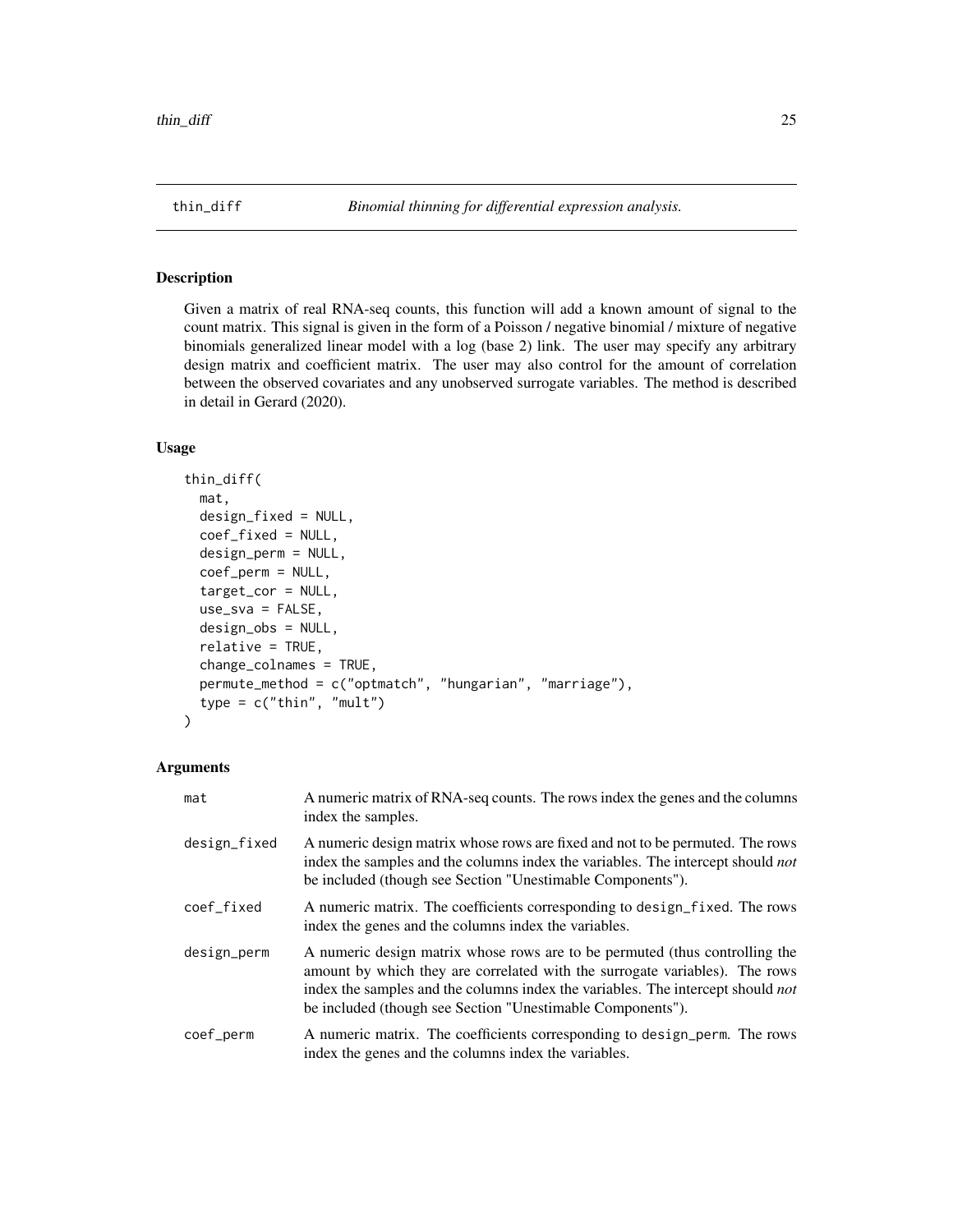thin_diff &nbsp;&nbsp;&nbsp;&nbsp; *Binomial thinning for differential expression analysis.*

## Description

Given a matrix of real RNA-seq counts, this function will add a known amount of signal to the count matrix. This signal is given in the form of a Poisson / negative binomial / mixture of negative binomials generalized linear model with a log (base 2) link. The user may specify any arbitrary design matrix and coefficient matrix. The user may also control for the amount of correlation between the observed covariates and any unobserved surrogate variables. The method is described in detail in Gerard (2020).

## Usage

```
thin_diff(
  mat,
  design_fixed = NULL,
  coef_fixed = NULL,
  design_perm = NULL,
  coef_perm = NULL,
  target_cor = NULL,
  use_sva = FALSE,
  design_obs = NULL,
  relative = TRUE,
  change_colnames = TRUE,
  permute_method = c("optmatch", "hungarian", "marriage"),
  type = c("thin", "mult")
)
```

## Arguments

| | |
|---|---|
| `mat` | A numeric matrix of RNA-seq counts. The rows index the genes and the columns index the samples. |
| `design_fixed` | A numeric design matrix whose rows are fixed and not to be permuted. The rows index the samples and the columns index the variables. The intercept should *not* be included (though see Section "Unestimable Components"). |
| `coef_fixed` | A numeric matrix. The coefficients corresponding to `design_fixed`. The rows index the genes and the columns index the variables. |
| `design_perm` | A numeric design matrix whose rows are to be permuted (thus controlling the amount by which they are correlated with the surrogate variables). The rows index the samples and the columns index the variables. The intercept should *not* be included (though see Section "Unestimable Components"). |
| `coef_perm` | A numeric matrix. The coefficients corresponding to `design_perm`. The rows index the genes and the columns index the variables. |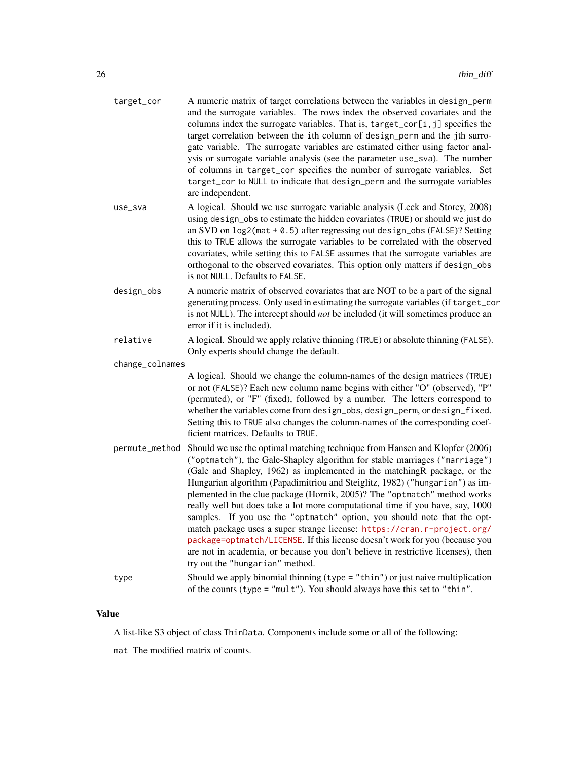`target_cor`
: A numeric matrix of target correlations between the variables in `design_perm` and the surrogate variables. The rows index the observed covariates and the columns index the surrogate variables. That is, `target_cor[i,j]` specifies the target correlation between the ith column of `design_perm` and the jth surrogate variable. The surrogate variables are estimated either using factor analysis or surrogate variable analysis (see the parameter `use_sva`). The number of columns in `target_cor` specifies the number of surrogate variables. Set `target_cor` to `NULL` to indicate that `design_perm` and the surrogate variables are independent.

`use_sva`
: A logical. Should we use surrogate variable analysis (Leek and Storey, 2008) using `design_obs` to estimate the hidden covariates (`TRUE`) or should we just do an SVD on `log2(mat + 0.5)` after regressing out `design_obs` (`FALSE`)? Setting this to `TRUE` allows the surrogate variables to be correlated with the observed covariates, while setting this to `FALSE` assumes that the surrogate variables are orthogonal to the observed covariates. This option only matters if `design_obs` is not `NULL`. Defaults to `FALSE`.

`design_obs`
: A numeric matrix of observed covariates that are NOT to be a part of the signal generating process. Only used in estimating the surrogate variables (if `target_cor` is not `NULL`). The intercept should *not* be included (it will sometimes produce an error if it is included).

`relative`
: A logical. Should we apply relative thinning (`TRUE`) or absolute thinning (`FALSE`). Only experts should change the default.

`change_colnames`
: A logical. Should we change the column-names of the design matrices (`TRUE`) or not (`FALSE`)? Each new column name begins with either "O" (observed), "P" (permuted), or "F" (fixed), followed by a number. The letters correspond to whether the variables come from `design_obs`, `design_perm`, or `design_fixed`. Setting this to `TRUE` also changes the column-names of the corresponding coefficient matrices. Defaults to `TRUE`.

`permute_method`
: Should we use the optimal matching technique from Hansen and Klopfer (2006) (`"optmatch"`), the Gale-Shapley algorithm for stable marriages (`"marriage"`) (Gale and Shapley, 1962) as implemented in the matchingR package, or the Hungarian algorithm (Papadimitriou and Steiglitz, 1982) (`"hungarian"`) as implemented in the clue package (Hornik, 2005)? The `"optmatch"` method works really well but does take a lot more computational time if you have, say, 1000 samples. If you use the `"optmatch"` option, you should note that the optmatch package uses a super strange license: https://cran.r-project.org/package=optmatch/LICENSE. If this license doesn't work for you (because you are not in academia, or because you don't believe in restrictive licenses), then try out the `"hungarian"` method.

`type`
: Should we apply binomial thinning (`type = "thin"`) or just naive multiplication of the counts (`type = "mult"`). You should always have this set to `"thin"`.

## Value

A list-like S3 object of class `ThinData`. Components include some or all of the following:

`mat` The modified matrix of counts.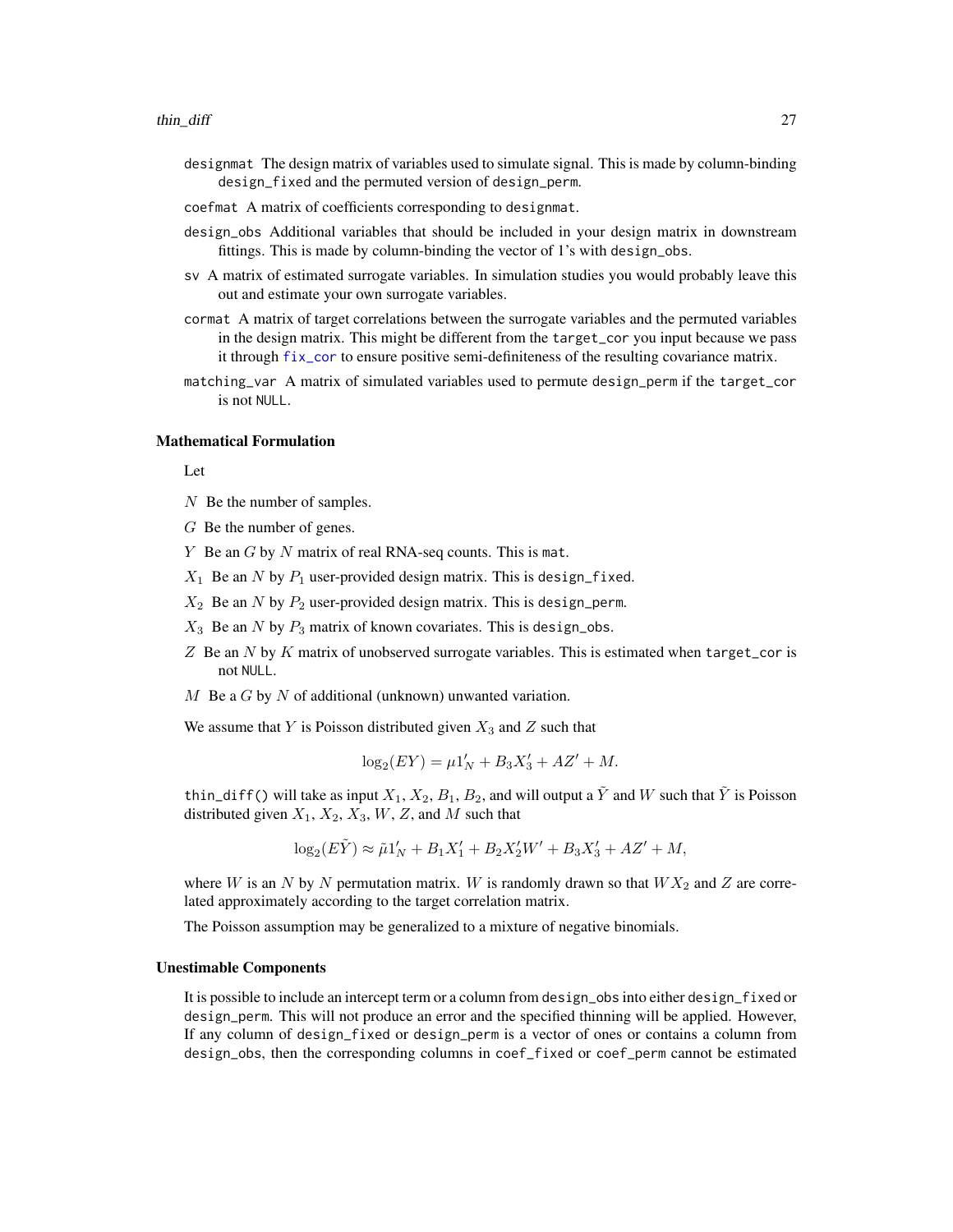designmat The design matrix of variables used to simulate signal. This is made by column-binding design_fixed and the permuted version of design_perm.

coefmat A matrix of coefficients corresponding to designmat.

design_obs Additional variables that should be included in your design matrix in downstream fittings. This is made by column-binding the vector of 1's with design_obs.

sv A matrix of estimated surrogate variables. In simulation studies you would probably leave this out and estimate your own surrogate variables.

cormat A matrix of target correlations between the surrogate variables and the permuted variables in the design matrix. This might be different from the target_cor you input because we pass it through fix_cor to ensure positive semi-definiteness of the resulting covariance matrix.

matching_var A matrix of simulated variables used to permute design_perm if the target_cor is not NULL.

### Mathematical Formulation

Let

$N$ Be the number of samples.

$G$ Be the number of genes.

$Y$ Be an $G$ by $N$ matrix of real RNA-seq counts. This is mat.

$X_1$ Be an $N$ by $P_1$ user-provided design matrix. This is design_fixed.

$X_2$ Be an $N$ by $P_2$ user-provided design matrix. This is design_perm.

$X_3$ Be an $N$ by $P_3$ matrix of known covariates. This is design_obs.

$Z$ Be an $N$ by $K$ matrix of unobserved surrogate variables. This is estimated when target_cor is not NULL.

$M$ Be a $G$ by $N$ of additional (unknown) unwanted variation.

We assume that $Y$ is Poisson distributed given $X_3$ and $Z$ such that

$$\log_2(EY) = \mu 1_N' + B_3 X_3' + AZ' + M.$$

thin_diff() will take as input $X_1$, $X_2$, $B_1$, $B_2$, and will output a $\tilde{Y}$ and $W$ such that $\tilde{Y}$ is Poisson distributed given $X_1$, $X_2$, $X_3$, $W$, $Z$, and $M$ such that

$$\log_2(E\tilde{Y}) \approx \tilde{\mu} 1_N' + B_1 X_1' + B_2 X_2' W' + B_3 X_3' + AZ' + M,$$

where $W$ is an $N$ by $N$ permutation matrix. $W$ is randomly drawn so that $WX_2$ and $Z$ are correlated approximately according to the target correlation matrix.

The Poisson assumption may be generalized to a mixture of negative binomials.

### Unestimable Components

It is possible to include an intercept term or a column from design_obs into either design_fixed or design_perm. This will not produce an error and the specified thinning will be applied. However, If any column of design_fixed or design_perm is a vector of ones or contains a column from design_obs, then the corresponding columns in coef_fixed or coef_perm cannot be estimated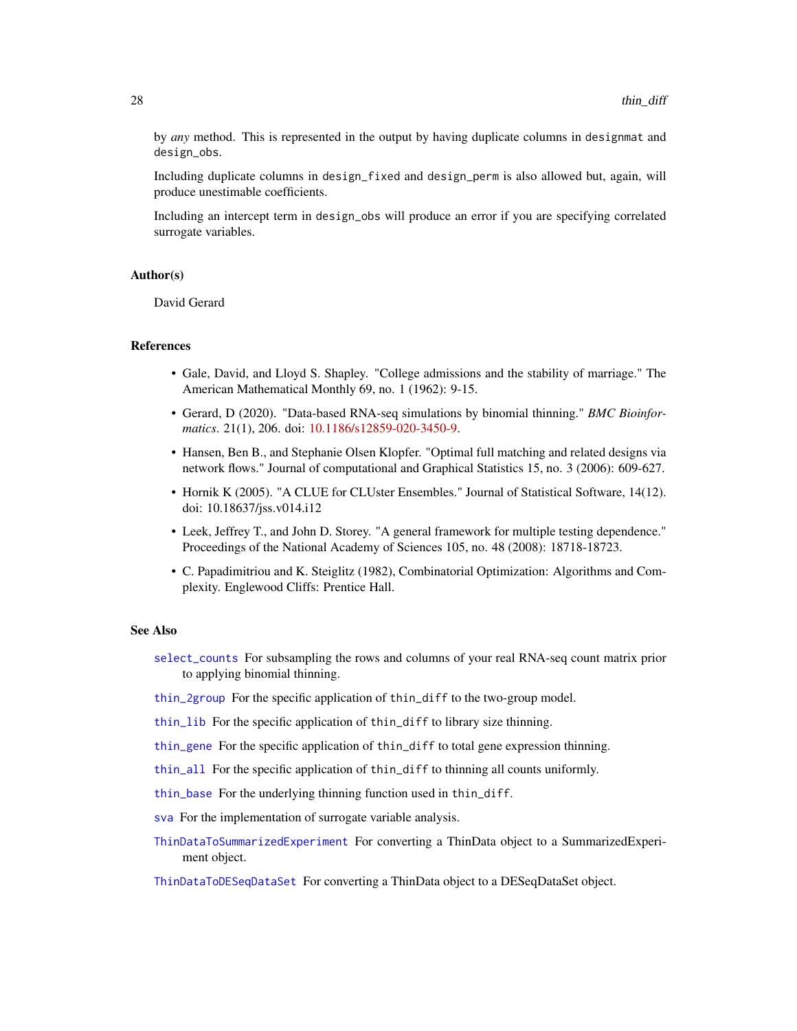by *any* method. This is represented in the output by having duplicate columns in `designmat` and `design_obs`.

Including duplicate columns in `design_fixed` and `design_perm` is also allowed but, again, will produce unestimable coefficients.

Including an intercept term in `design_obs` will produce an error if you are specifying correlated surrogate variables.

### Author(s)

David Gerard

### References

- Gale, David, and Lloyd S. Shapley. "College admissions and the stability of marriage." The American Mathematical Monthly 69, no. 1 (1962): 9-15.
- Gerard, D (2020). "Data-based RNA-seq simulations by binomial thinning." *BMC Bioinformatics*. 21(1), 206. doi: 10.1186/s12859-020-3450-9.
- Hansen, Ben B., and Stephanie Olsen Klopfer. "Optimal full matching and related designs via network flows." Journal of computational and Graphical Statistics 15, no. 3 (2006): 609-627.
- Hornik K (2005). "A CLUE for CLUster Ensembles." Journal of Statistical Software, 14(12). doi: 10.18637/jss.v014.i12
- Leek, Jeffrey T., and John D. Storey. "A general framework for multiple testing dependence." Proceedings of the National Academy of Sciences 105, no. 48 (2008): 18718-18723.
- C. Papadimitriou and K. Steiglitz (1982), Combinatorial Optimization: Algorithms and Complexity. Englewood Cliffs: Prentice Hall.

### See Also

`select_counts` For subsampling the rows and columns of your real RNA-seq count matrix prior to applying binomial thinning.

`thin_2group` For the specific application of `thin_diff` to the two-group model.

`thin_lib` For the specific application of `thin_diff` to library size thinning.

`thin_gene` For the specific application of `thin_diff` to total gene expression thinning.

`thin_all` For the specific application of `thin_diff` to thinning all counts uniformly.

`thin_base` For the underlying thinning function used in `thin_diff`.

`sva` For the implementation of surrogate variable analysis.

`ThinDataToSummarizedExperiment` For converting a ThinData object to a SummarizedExperiment object.

`ThinDataToDESeqDataSet` For converting a ThinData object to a DESeqDataSet object.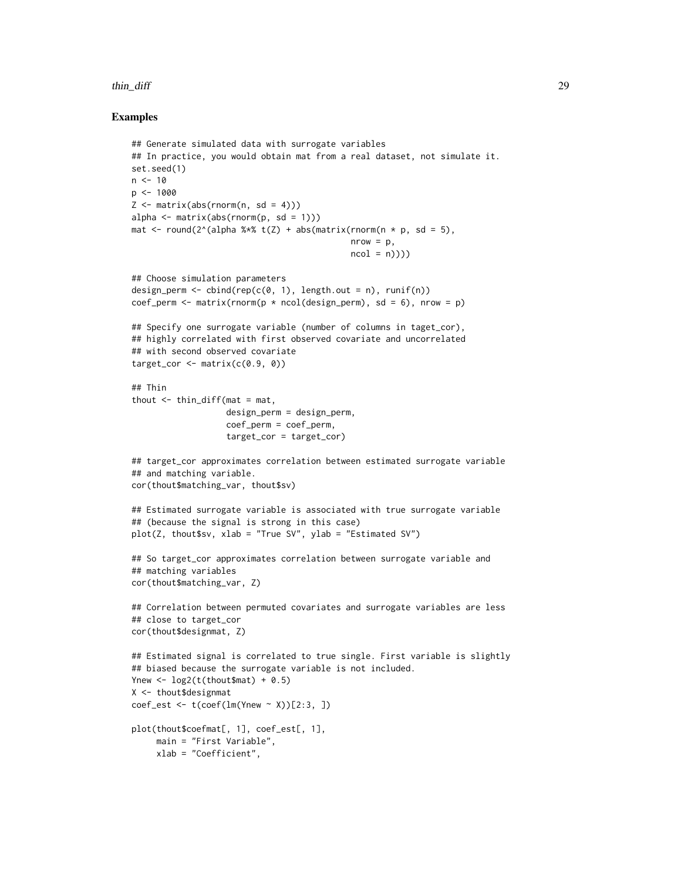## Examples

```
## Generate simulated data with surrogate variables
## In practice, you would obtain mat from a real dataset, not simulate it.
set.seed(1)
n <- 10
p <- 1000
Z <- matrix(abs(rnorm(n, sd = 4)))
alpha <- matrix(abs(rnorm(p, sd = 1)))
mat <- round(2^(alpha %*% t(Z) + abs(matrix(rnorm(n * p, sd = 5),
                                             nrow = p,
                                             ncol = n))))

## Choose simulation parameters
design_perm <- cbind(rep(c(0, 1), length.out = n), runif(n))
coef_perm <- matrix(rnorm(p * ncol(design_perm), sd = 6), nrow = p)

## Specify one surrogate variable (number of columns in taget_cor),
## highly correlated with first observed covariate and uncorrelated
## with second observed covariate
target_cor <- matrix(c(0.9, 0))

## Thin
thout <- thin_diff(mat = mat,
                   design_perm = design_perm,
                   coef_perm = coef_perm,
                   target_cor = target_cor)

## target_cor approximates correlation between estimated surrogate variable
## and matching variable.
cor(thout$matching_var, thout$sv)

## Estimated surrogate variable is associated with true surrogate variable
## (because the signal is strong in this case)
plot(Z, thout$sv, xlab = "True SV", ylab = "Estimated SV")

## So target_cor approximates correlation between surrogate variable and
## matching variables
cor(thout$matching_var, Z)

## Correlation between permuted covariates and surrogate variables are less
## close to target_cor
cor(thout$designmat, Z)

## Estimated signal is correlated to true single. First variable is slightly
## biased because the surrogate variable is not included.
Ynew <- log2(t(thout$mat) + 0.5)
X <- thout$designmat
coef_est <- t(coef(lm(Ynew ~ X))[2:3, ])

plot(thout$coefmat[, 1], coef_est[, 1],
     main = "First Variable",
     xlab = "Coefficient",
```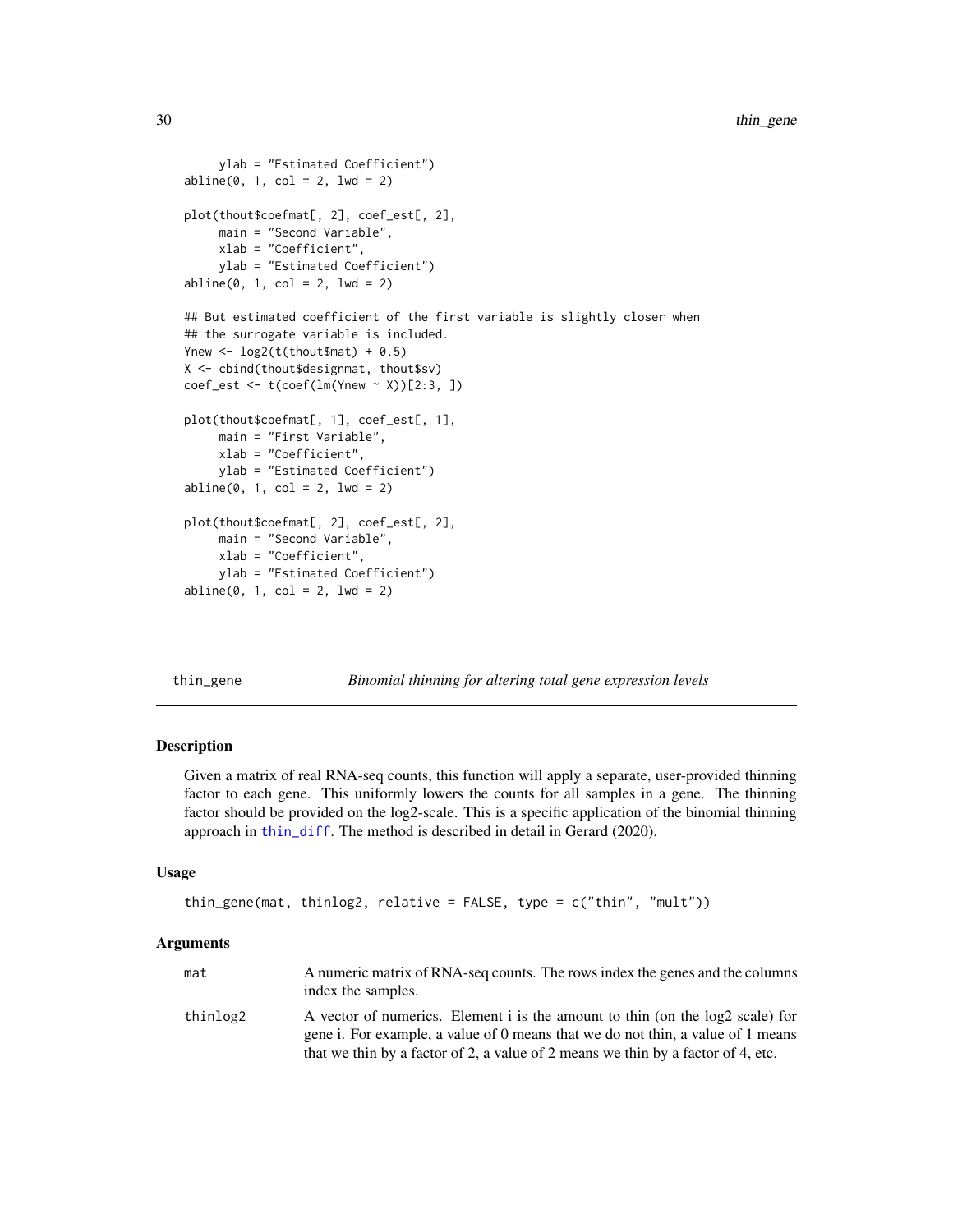```
     ylab = "Estimated Coefficient")
abline(0, 1, col = 2, lwd = 2)

plot(thout$coefmat[, 2], coef_est[, 2],
     main = "Second Variable",
     xlab = "Coefficient",
     ylab = "Estimated Coefficient")
abline(0, 1, col = 2, lwd = 2)

## But estimated coefficient of the first variable is slightly closer when
## the surrogate variable is included.
Ynew <- log2(t(thout$mat) + 0.5)
X <- cbind(thout$designmat, thout$sv)
coef_est <- t(coef(lm(Ynew ~ X))[2:3, ])

plot(thout$coefmat[, 1], coef_est[, 1],
     main = "First Variable",
     xlab = "Coefficient",
     ylab = "Estimated Coefficient")
abline(0, 1, col = 2, lwd = 2)

plot(thout$coefmat[, 2], coef_est[, 2],
     main = "Second Variable",
     xlab = "Coefficient",
     ylab = "Estimated Coefficient")
abline(0, 1, col = 2, lwd = 2)
```

## thin_gene — *Binomial thinning for altering total gene expression levels*

### Description

Given a matrix of real RNA-seq counts, this function will apply a separate, user-provided thinning factor to each gene. This uniformly lowers the counts for all samples in a gene. The thinning factor should be provided on the log2-scale. This is a specific application of the binomial thinning approach in thin_diff. The method is described in detail in Gerard (2020).

### Usage

```
thin_gene(mat, thinlog2, relative = FALSE, type = c("thin", "mult"))
```

### Arguments

| | |
|---|---|
| mat | A numeric matrix of RNA-seq counts. The rows index the genes and the columns index the samples. |
| thinlog2 | A vector of numerics. Element i is the amount to thin (on the log2 scale) for gene i. For example, a value of 0 means that we do not thin, a value of 1 means that we thin by a factor of 2, a value of 2 means we thin by a factor of 4, etc. |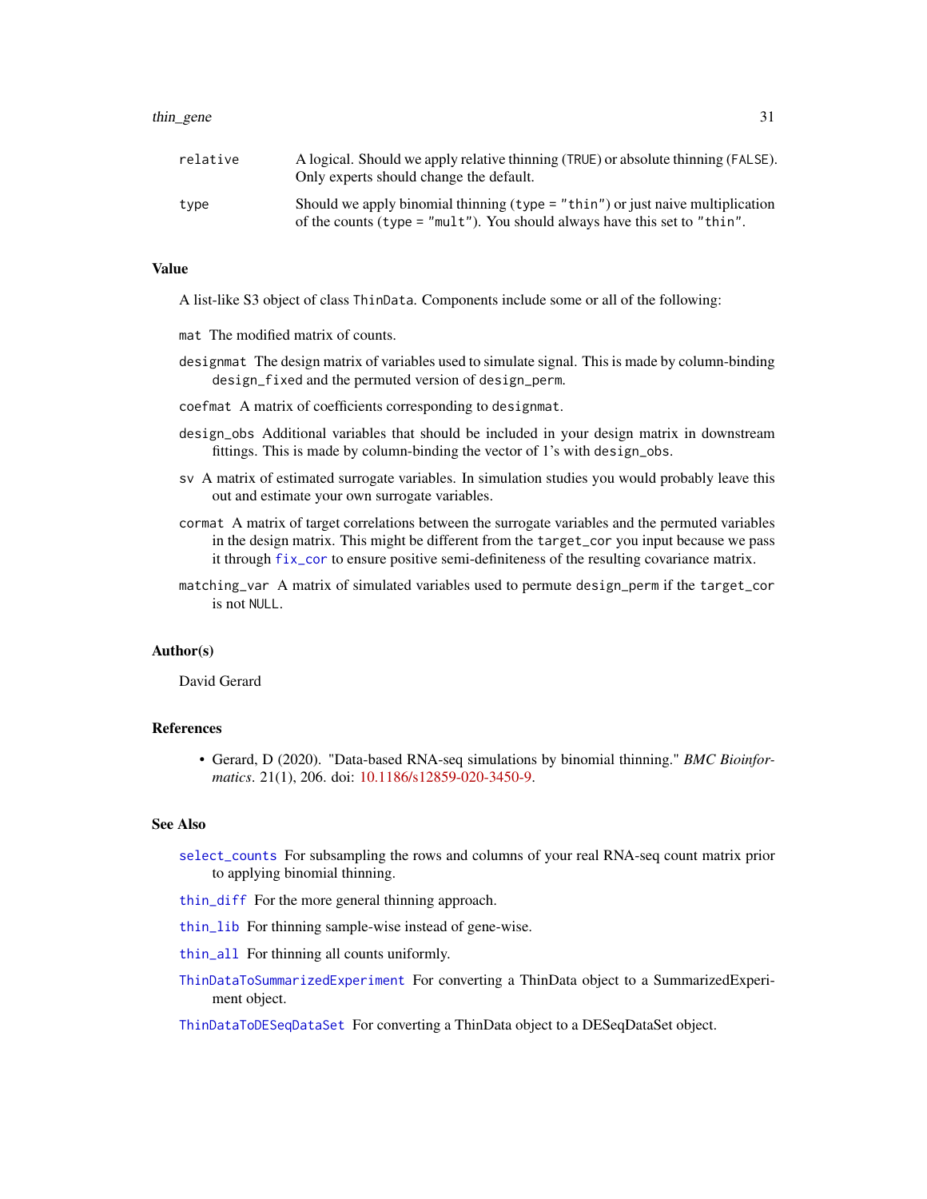| | |
|---|---|
| relative | A logical. Should we apply relative thinning (TRUE) or absolute thinning (FALSE). Only experts should change the default. |
| type | Should we apply binomial thinning (type = "thin") or just naive multiplication of the counts (type = "mult"). You should always have this set to "thin". |

### Value

A list-like S3 object of class ThinData. Components include some or all of the following:

- mat The modified matrix of counts.
- designmat The design matrix of variables used to simulate signal. This is made by column-binding design_fixed and the permuted version of design_perm.
- coefmat A matrix of coefficients corresponding to designmat.
- design_obs Additional variables that should be included in your design matrix in downstream fittings. This is made by column-binding the vector of 1's with design_obs.
- sv A matrix of estimated surrogate variables. In simulation studies you would probably leave this out and estimate your own surrogate variables.
- cormat A matrix of target correlations between the surrogate variables and the permuted variables in the design matrix. This might be different from the target_cor you input because we pass it through fix_cor to ensure positive semi-definiteness of the resulting covariance matrix.
- matching_var A matrix of simulated variables used to permute design_perm if the target_cor is not NULL.

### Author(s)

David Gerard

### References

- Gerard, D (2020). "Data-based RNA-seq simulations by binomial thinning." *BMC Bioinformatics*. 21(1), 206. doi: 10.1186/s12859-020-3450-9.

### See Also

- select_counts For subsampling the rows and columns of your real RNA-seq count matrix prior to applying binomial thinning.
- thin_diff For the more general thinning approach.
- thin_lib For thinning sample-wise instead of gene-wise.
- thin_all For thinning all counts uniformly.
- ThinDataToSummarizedExperiment For converting a ThinData object to a SummarizedExperiment object.
- ThinDataToDESeqDataSet For converting a ThinData object to a DESeqDataSet object.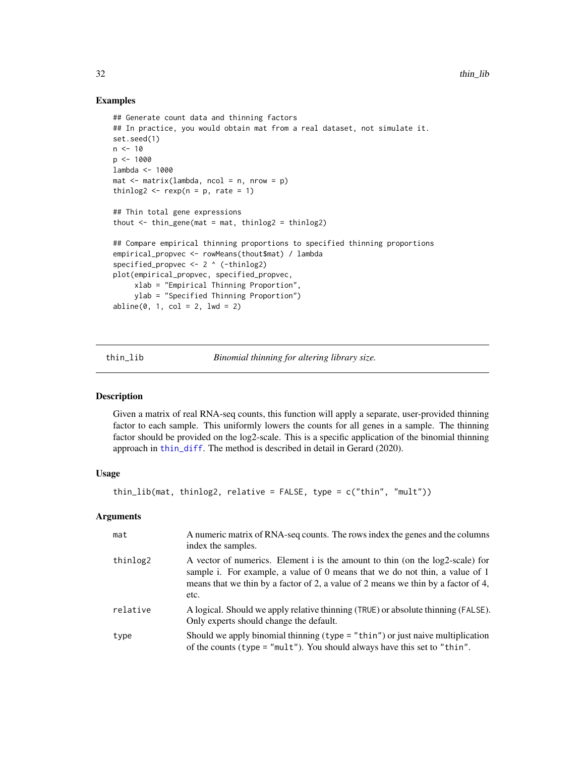## Examples

```
## Generate count data and thinning factors
## In practice, you would obtain mat from a real dataset, not simulate it.
set.seed(1)
n <- 10
p <- 1000
lambda <- 1000
mat <- matrix(lambda, ncol = n, nrow = p)
thinlog2 <- rexp(n = p, rate = 1)

## Thin total gene expressions
thout <- thin_gene(mat = mat, thinlog2 = thinlog2)

## Compare empirical thinning proportions to specified thinning proportions
empirical_propvec <- rowMeans(thout$mat) / lambda
specified_propvec <- 2 ^ (-thinlog2)
plot(empirical_propvec, specified_propvec,
     xlab = "Empirical Thinning Proportion",
     ylab = "Specified Thinning Proportion")
abline(0, 1, col = 2, lwd = 2)
```

---

# thin_lib — *Binomial thinning for altering library size.*

---

### Description

Given a matrix of real RNA-seq counts, this function will apply a separate, user-provided thinning factor to each sample. This uniformly lowers the counts for all genes in a sample. The thinning factor should be provided on the log2-scale. This is a specific application of the binomial thinning approach in thin_diff. The method is described in detail in Gerard (2020).

### Usage

```
thin_lib(mat, thinlog2, relative = FALSE, type = c("thin", "mult"))
```

### Arguments

| | |
|---|---|
| mat | A numeric matrix of RNA-seq counts. The rows index the genes and the columns index the samples. |
| thinlog2 | A vector of numerics. Element i is the amount to thin (on the log2-scale) for sample i. For example, a value of 0 means that we do not thin, a value of 1 means that we thin by a factor of 2, a value of 2 means we thin by a factor of 4, etc. |
| relative | A logical. Should we apply relative thinning (TRUE) or absolute thinning (FALSE). Only experts should change the default. |
| type | Should we apply binomial thinning (type = "thin") or just naive multiplication of the counts (type = "mult"). You should always have this set to "thin". |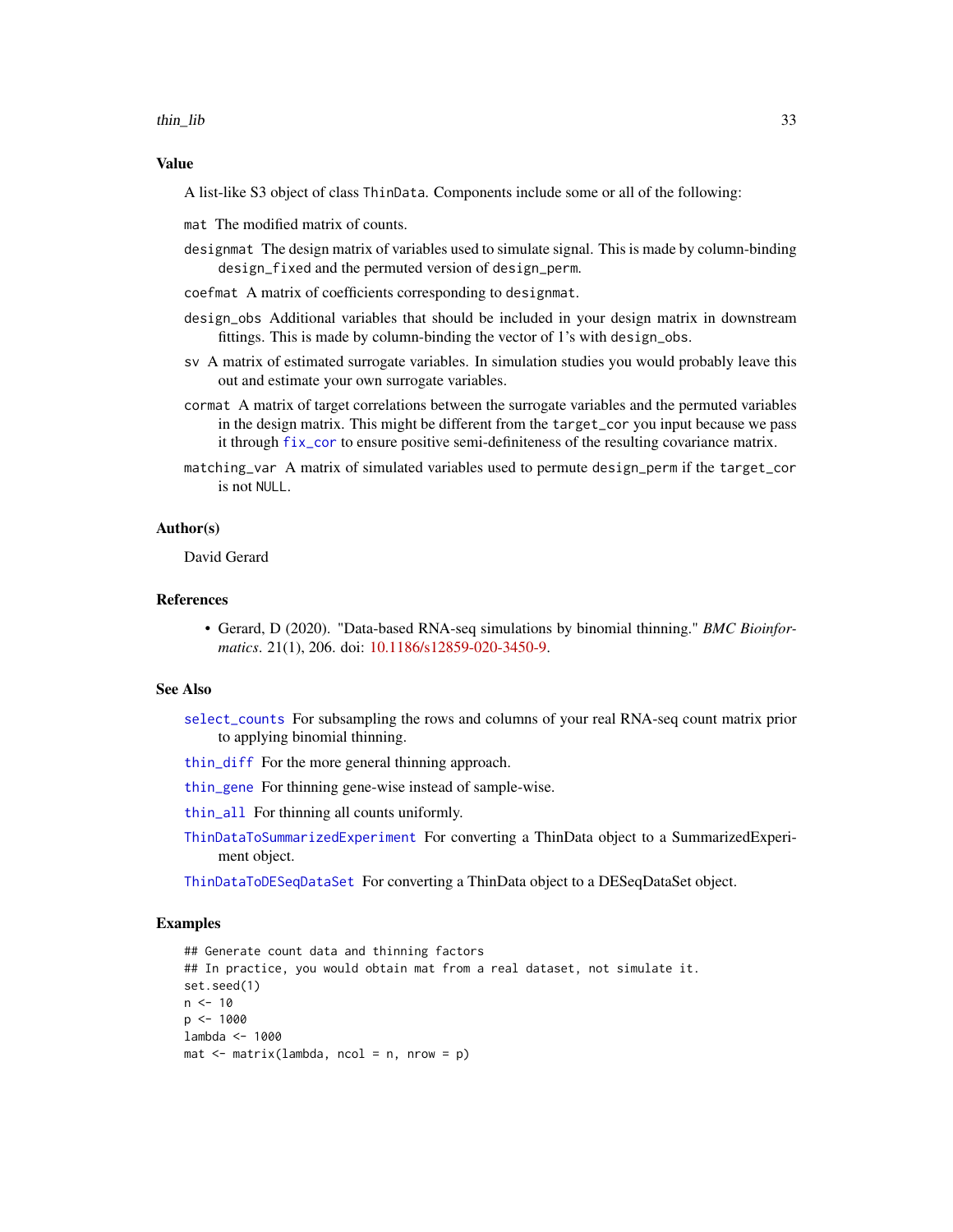### Value

A list-like S3 object of class `ThinData`. Components include some or all of the following:

`mat` The modified matrix of counts.

`designmat` The design matrix of variables used to simulate signal. This is made by column-binding `design_fixed` and the permuted version of `design_perm`.

`coefmat` A matrix of coefficients corresponding to `designmat`.

`design_obs` Additional variables that should be included in your design matrix in downstream fittings. This is made by column-binding the vector of 1's with `design_obs`.

`sv` A matrix of estimated surrogate variables. In simulation studies you would probably leave this out and estimate your own surrogate variables.

`cormat` A matrix of target correlations between the surrogate variables and the permuted variables in the design matrix. This might be different from the `target_cor` you input because we pass it through `fix_cor` to ensure positive semi-definiteness of the resulting covariance matrix.

`matching_var` A matrix of simulated variables used to permute `design_perm` if the `target_cor` is not `NULL`.

### Author(s)

David Gerard

### References

- Gerard, D (2020). "Data-based RNA-seq simulations by binomial thinning." *BMC Bioinformatics*. 21(1), 206. doi: 10.1186/s12859-020-3450-9.

### See Also

`select_counts` For subsampling the rows and columns of your real RNA-seq count matrix prior to applying binomial thinning.

`thin_diff` For the more general thinning approach.

`thin_gene` For thinning gene-wise instead of sample-wise.

`thin_all` For thinning all counts uniformly.

`ThinDataToSummarizedExperiment` For converting a ThinData object to a SummarizedExperiment object.

`ThinDataToDESeqDataSet` For converting a ThinData object to a DESeqDataSet object.

### Examples

```
## Generate count data and thinning factors
## In practice, you would obtain mat from a real dataset, not simulate it.
set.seed(1)
n <- 10
p <- 1000
lambda <- 1000
mat <- matrix(lambda, ncol = n, nrow = p)
```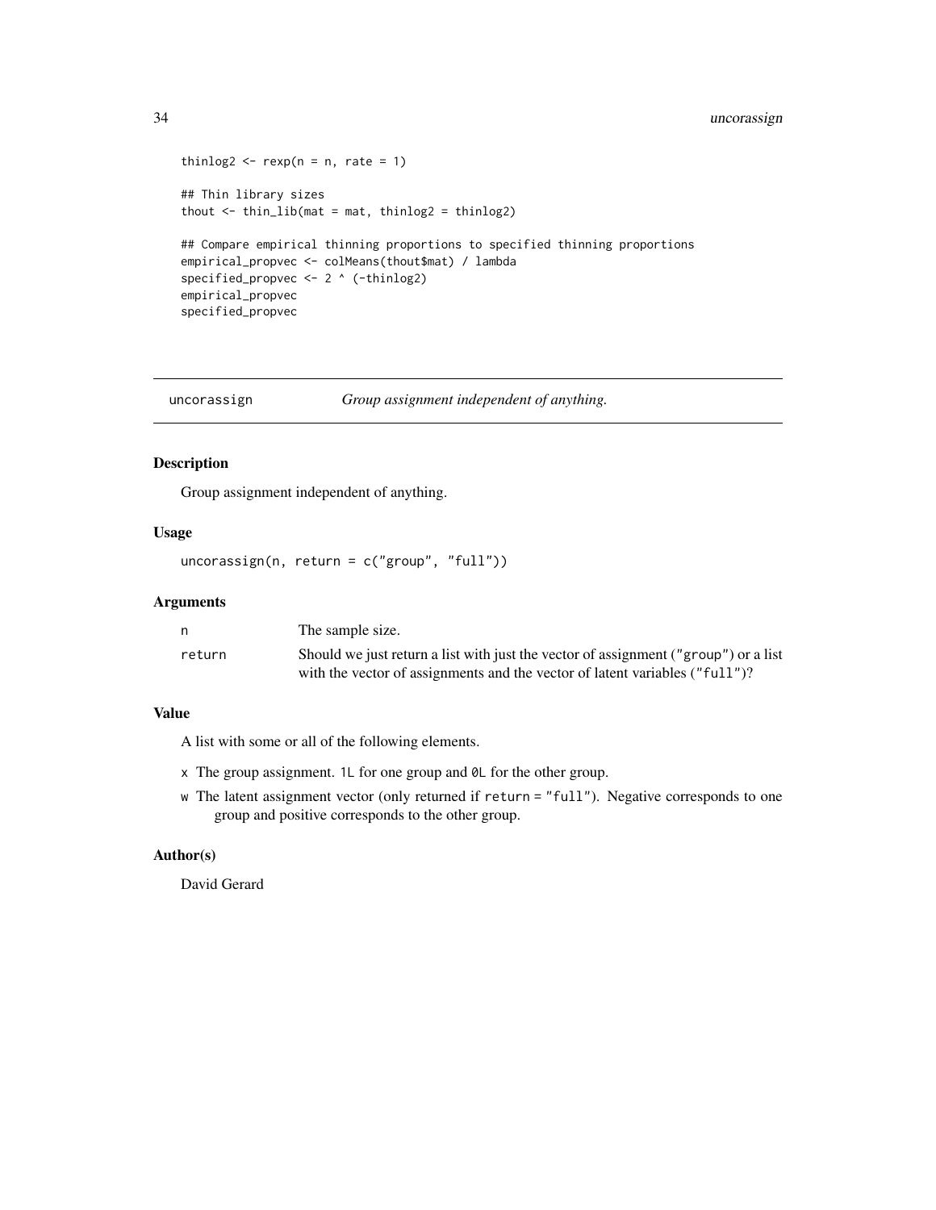```
thinlog2 <- rexp(n = n, rate = 1)

## Thin library sizes
thout <- thin_lib(mat = mat, thinlog2 = thinlog2)

## Compare empirical thinning proportions to specified thinning proportions
empirical_propvec <- colMeans(thout$mat) / lambda
specified_propvec <- 2 ^ (-thinlog2)
empirical_propvec
specified_propvec
```

---

## uncorassign — *Group assignment independent of anything.*

### Description

Group assignment independent of anything.

### Usage

```
uncorassign(n, return = c("group", "full"))
```

### Arguments

| | |
|---|---|
| `n` | The sample size. |
| `return` | Should we just return a list with just the vector of assignment (`"group"`) or a list with the vector of assignments and the vector of latent variables (`"full"`)? |

### Value

A list with some or all of the following elements.

- `x` The group assignment. `1L` for one group and `0L` for the other group.
- `w` The latent assignment vector (only returned if `return = "full"`). Negative corresponds to one group and positive corresponds to the other group.

### Author(s)

David Gerard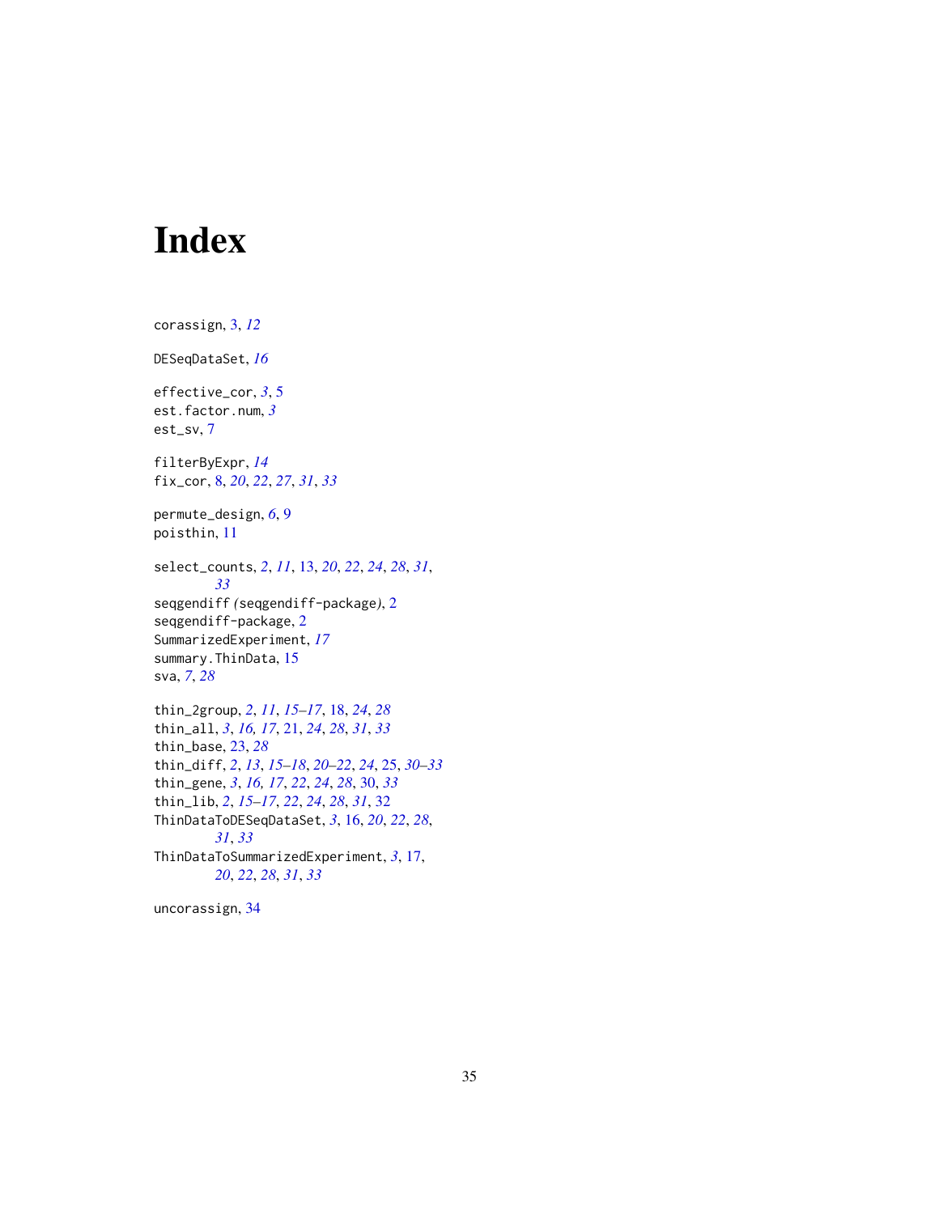# Index

corassign, 3, *12*

DESeqDataSet, *16*

effective_cor, *3*, 5
est.factor.num, *3*
est_sv, 7

filterByExpr, *14*
fix_cor, 8, *20*, *22*, *27*, *31*, *33*

permute_design, *6*, 9
poisthin, 11

select_counts, *2*, *11*, 13, *20*, *22*, *24*, *28*, *31*, *33*
seqgendiff (seqgendiff-package), 2
seqgendiff-package, 2
SummarizedExperiment, *17*
summary.ThinData, 15
sva, *7*, *28*

thin_2group, *2*, *11*, *15–17*, 18, *24*, *28*
thin_all, *3*, *16, 17*, 21, *24*, *28*, *31*, *33*
thin_base, 23, *28*
thin_diff, *2*, *13*, *15–18*, *20–22*, *24*, 25, *30–33*
thin_gene, *3*, *16, 17*, *22*, *24*, *28*, 30, *33*
thin_lib, *2*, *15–17*, *22*, *24*, *28*, *31*, 32
ThinDataToDESeqDataSet, *3*, 16, *20*, *22*, *28*, *31*, *33*
ThinDataToSummarizedExperiment, *3*, 17, *20*, *22*, *28*, *31*, *33*

uncorassign, 34